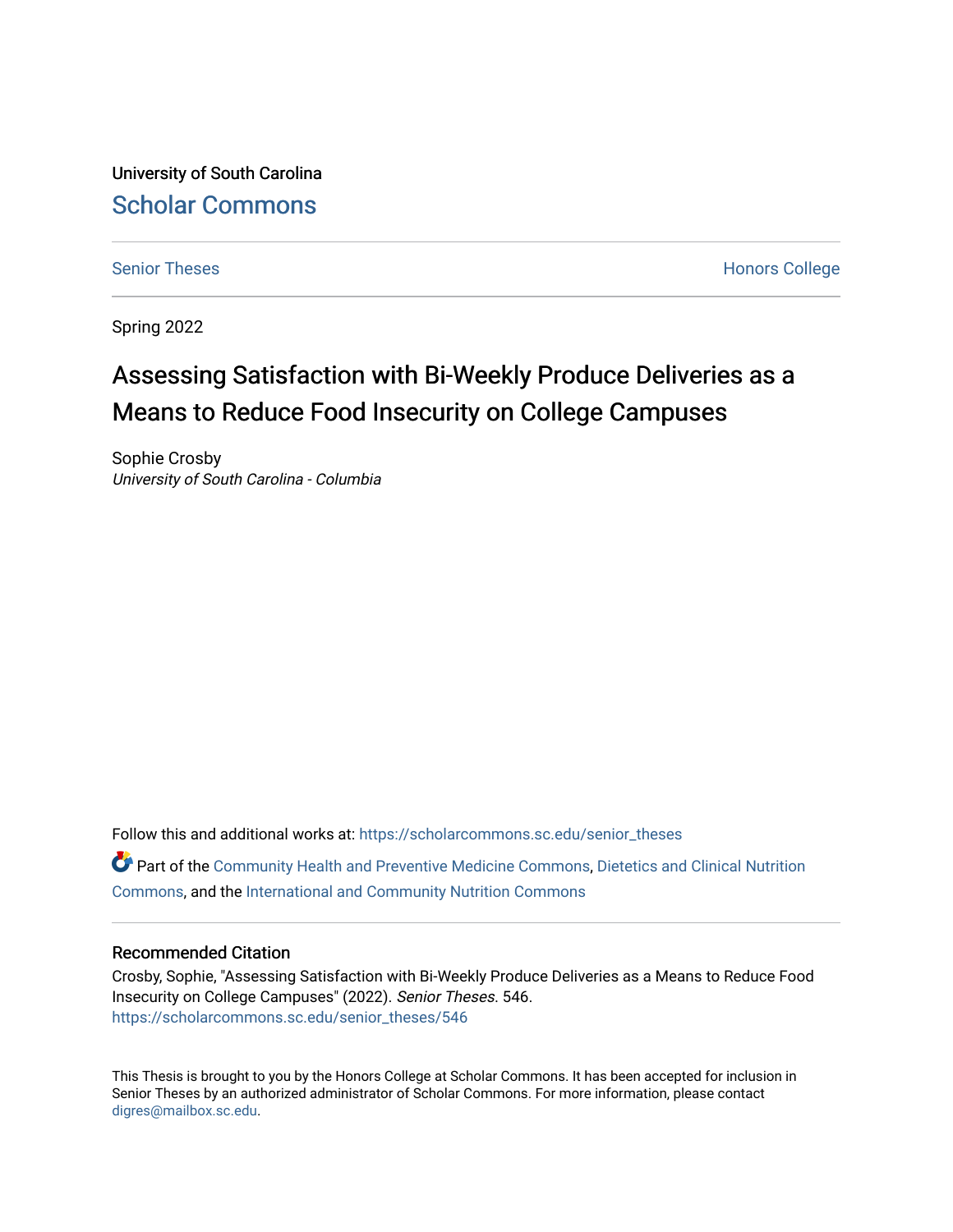University of South Carolina

Scholar Commons

Senior Theses

Honors College

Spring 2022

# Assessing Satisfaction with Bi-Weekly Produce Deliveries as a Means to Reduce Food Insecurity on College Campuses

Sophie Crosby

*University of South Carolina - Columbia*

Follow this and additional works at: https://scholarcommons.sc.edu/senior_theses

Part of the Community Health and Preventive Medicine Commons, Dietetics and Clinical Nutrition Commons, and the International and Community Nutrition Commons

## Recommended Citation

Crosby, Sophie, "Assessing Satisfaction with Bi-Weekly Produce Deliveries as a Means to Reduce Food Insecurity on College Campuses" (2022). *Senior Theses*. 546.
https://scholarcommons.sc.edu/senior_theses/546

This Thesis is brought to you by the Honors College at Scholar Commons. It has been accepted for inclusion in Senior Theses by an authorized administrator of Scholar Commons. For more information, please contact digres@mailbox.sc.edu.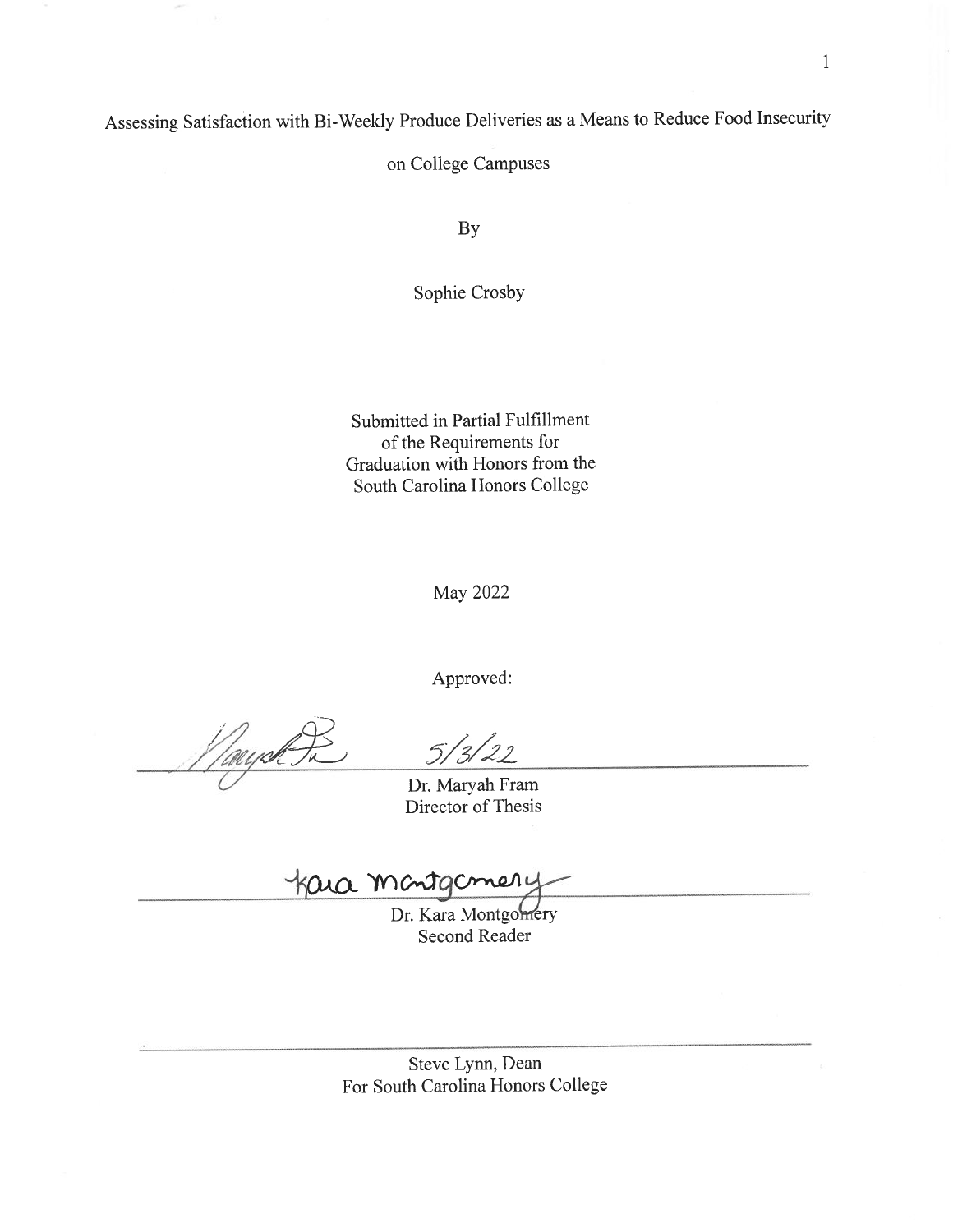# Assessing Satisfaction with Bi-Weekly Produce Deliveries as a Means to Reduce Food Insecurity on College Campuses

By

Sophie Crosby

Submitted in Partial Fulfillment
of the Requirements for
Graduation with Honors from the
South Carolina Honors College

May 2022

Approved:

5/3/22

Dr. Maryah Fram
Director of Thesis

Dr. Kara Montgomery
Second Reader

Steve Lynn, Dean
For South Carolina Honors College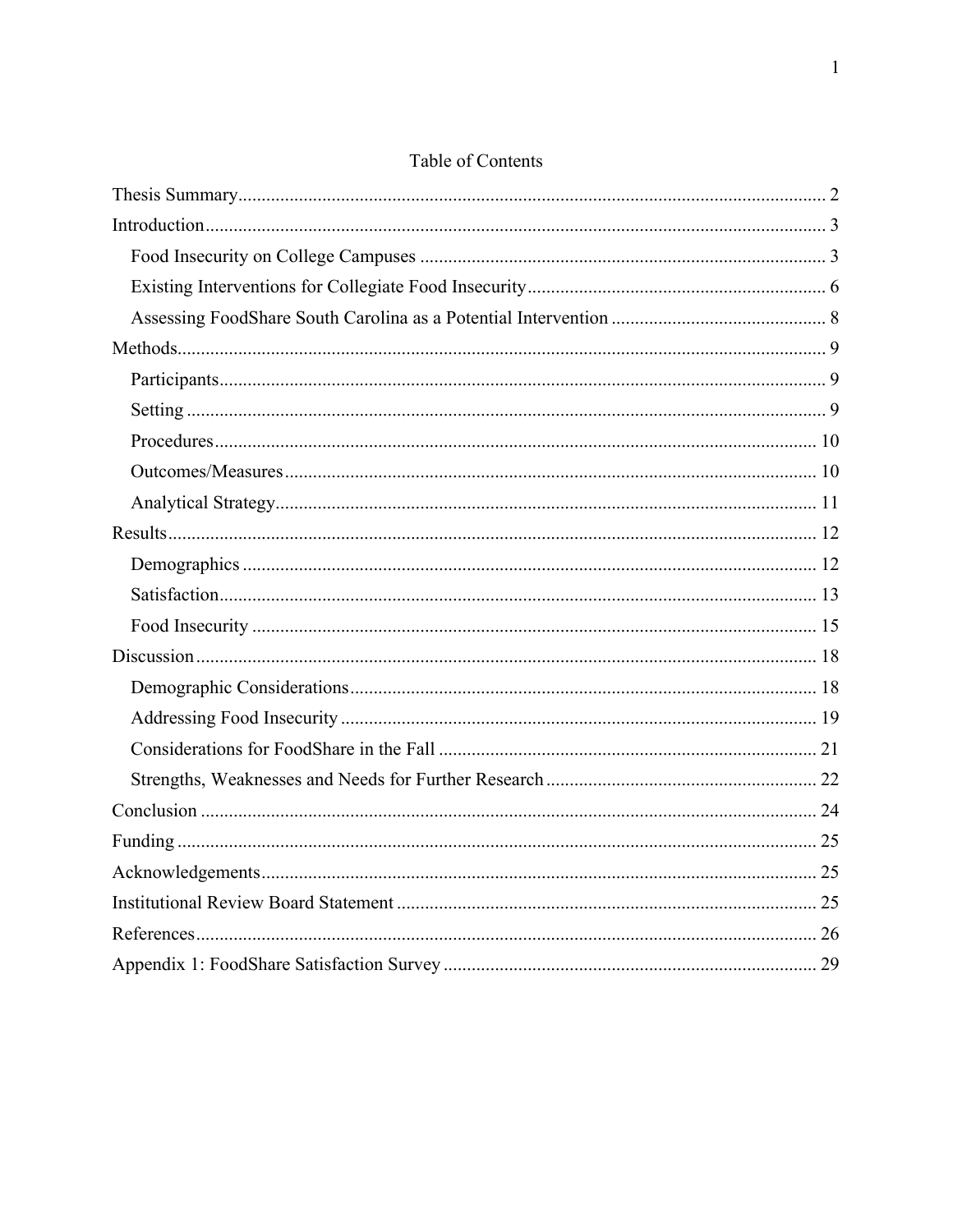# Table of Contents

Thesis Summary ........ 2

Introduction ........ 3

- Food Insecurity on College Campuses ........ 3
- Existing Interventions for Collegiate Food Insecurity ........ 6
- Assessing FoodShare South Carolina as a Potential Intervention ........ 8

Methods ........ 9

- Participants ........ 9
- Setting ........ 9
- Procedures ........ 10
- Outcomes/Measures ........ 10
- Analytical Strategy ........ 11

Results ........ 12

- Demographics ........ 12
- Satisfaction ........ 13
- Food Insecurity ........ 15

Discussion ........ 18

- Demographic Considerations ........ 18
- Addressing Food Insecurity ........ 19
- Considerations for FoodShare in the Fall ........ 21
- Strengths, Weaknesses and Needs for Further Research ........ 22

Conclusion ........ 24

Funding ........ 25

Acknowledgements ........ 25

Institutional Review Board Statement ........ 25

References ........ 26

Appendix 1: FoodShare Satisfaction Survey ........ 29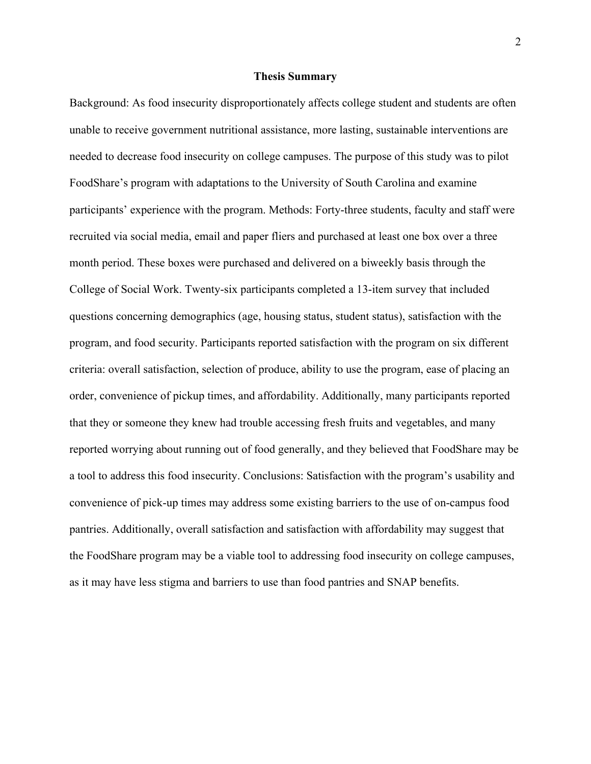## Thesis Summary

Background: As food insecurity disproportionately affects college student and students are often unable to receive government nutritional assistance, more lasting, sustainable interventions are needed to decrease food insecurity on college campuses. The purpose of this study was to pilot FoodShare's program with adaptations to the University of South Carolina and examine participants' experience with the program. Methods: Forty-three students, faculty and staff were recruited via social media, email and paper fliers and purchased at least one box over a three month period. These boxes were purchased and delivered on a biweekly basis through the College of Social Work. Twenty-six participants completed a 13-item survey that included questions concerning demographics (age, housing status, student status), satisfaction with the program, and food security. Participants reported satisfaction with the program on six different criteria: overall satisfaction, selection of produce, ability to use the program, ease of placing an order, convenience of pickup times, and affordability. Additionally, many participants reported that they or someone they knew had trouble accessing fresh fruits and vegetables, and many reported worrying about running out of food generally, and they believed that FoodShare may be a tool to address this food insecurity. Conclusions: Satisfaction with the program's usability and convenience of pick-up times may address some existing barriers to the use of on-campus food pantries. Additionally, overall satisfaction and satisfaction with affordability may suggest that the FoodShare program may be a viable tool to addressing food insecurity on college campuses, as it may have less stigma and barriers to use than food pantries and SNAP benefits.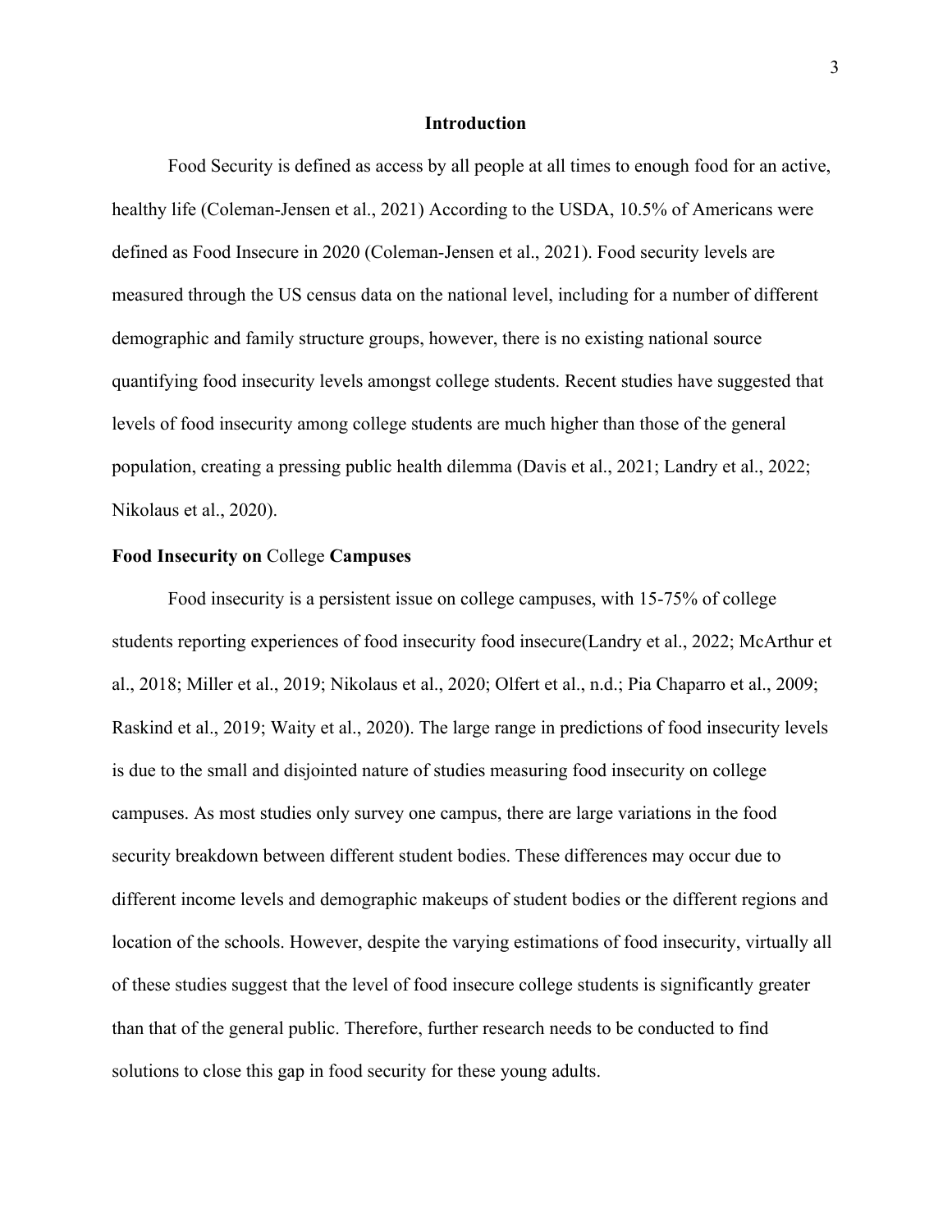## Introduction

Food Security is defined as access by all people at all times to enough food for an active, healthy life (Coleman-Jensen et al., 2021) According to the USDA, 10.5% of Americans were defined as Food Insecure in 2020 (Coleman-Jensen et al., 2021). Food security levels are measured through the US census data on the national level, including for a number of different demographic and family structure groups, however, there is no existing national source quantifying food insecurity levels amongst college students. Recent studies have suggested that levels of food insecurity among college students are much higher than those of the general population, creating a pressing public health dilemma (Davis et al., 2021; Landry et al., 2022; Nikolaus et al., 2020).

### Food Insecurity on College Campuses

Food insecurity is a persistent issue on college campuses, with 15-75% of college students reporting experiences of food insecurity food insecure(Landry et al., 2022; McArthur et al., 2018; Miller et al., 2019; Nikolaus et al., 2020; Olfert et al., n.d.; Pia Chaparro et al., 2009; Raskind et al., 2019; Waity et al., 2020). The large range in predictions of food insecurity levels is due to the small and disjointed nature of studies measuring food insecurity on college campuses. As most studies only survey one campus, there are large variations in the food security breakdown between different student bodies. These differences may occur due to different income levels and demographic makeups of student bodies or the different regions and location of the schools. However, despite the varying estimations of food insecurity, virtually all of these studies suggest that the level of food insecure college students is significantly greater than that of the general public. Therefore, further research needs to be conducted to find solutions to close this gap in food security for these young adults.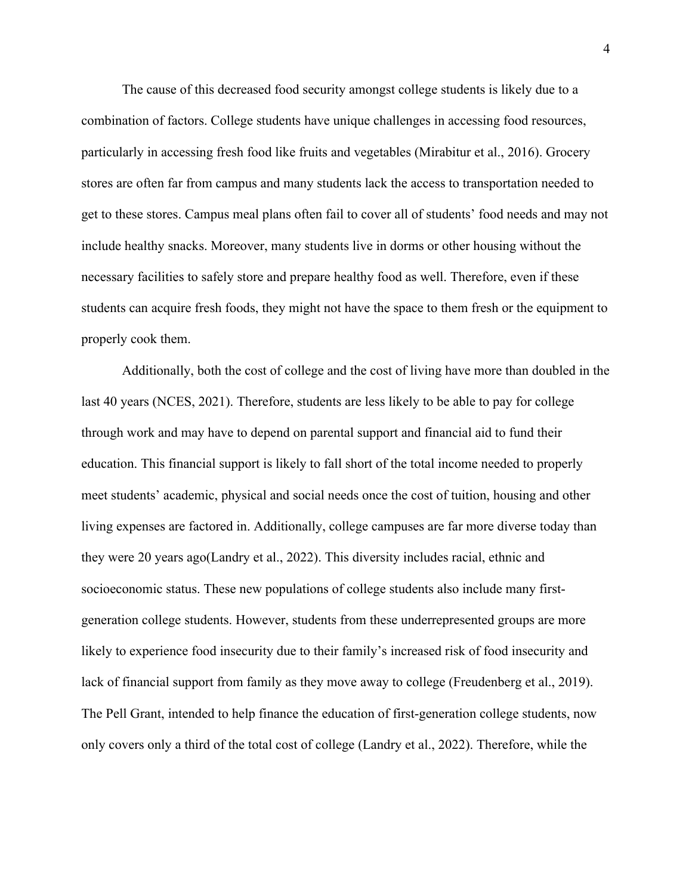The cause of this decreased food security amongst college students is likely due to a combination of factors. College students have unique challenges in accessing food resources, particularly in accessing fresh food like fruits and vegetables (Mirabitur et al., 2016). Grocery stores are often far from campus and many students lack the access to transportation needed to get to these stores. Campus meal plans often fail to cover all of students' food needs and may not include healthy snacks. Moreover, many students live in dorms or other housing without the necessary facilities to safely store and prepare healthy food as well. Therefore, even if these students can acquire fresh foods, they might not have the space to them fresh or the equipment to properly cook them.

Additionally, both the cost of college and the cost of living have more than doubled in the last 40 years (NCES, 2021). Therefore, students are less likely to be able to pay for college through work and may have to depend on parental support and financial aid to fund their education. This financial support is likely to fall short of the total income needed to properly meet students' academic, physical and social needs once the cost of tuition, housing and other living expenses are factored in. Additionally, college campuses are far more diverse today than they were 20 years ago(Landry et al., 2022). This diversity includes racial, ethnic and socioeconomic status. These new populations of college students also include many first-generation college students. However, students from these underrepresented groups are more likely to experience food insecurity due to their family's increased risk of food insecurity and lack of financial support from family as they move away to college (Freudenberg et al., 2019). The Pell Grant, intended to help finance the education of first-generation college students, now only covers only a third of the total cost of college (Landry et al., 2022). Therefore, while the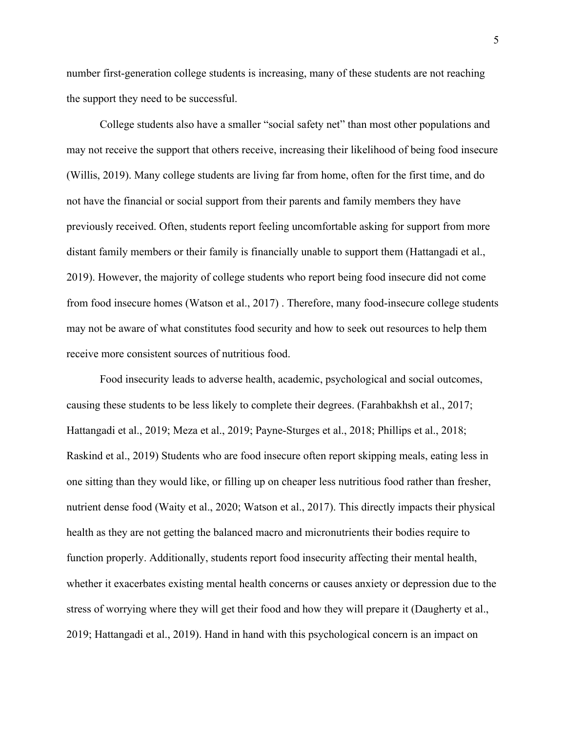number first-generation college students is increasing, many of these students are not reaching the support they need to be successful.

College students also have a smaller "social safety net" than most other populations and may not receive the support that others receive, increasing their likelihood of being food insecure (Willis, 2019). Many college students are living far from home, often for the first time, and do not have the financial or social support from their parents and family members they have previously received. Often, students report feeling uncomfortable asking for support from more distant family members or their family is financially unable to support them (Hattangadi et al., 2019). However, the majority of college students who report being food insecure did not come from food insecure homes (Watson et al., 2017) . Therefore, many food-insecure college students may not be aware of what constitutes food security and how to seek out resources to help them receive more consistent sources of nutritious food.

Food insecurity leads to adverse health, academic, psychological and social outcomes, causing these students to be less likely to complete their degrees. (Farahbakhsh et al., 2017; Hattangadi et al., 2019; Meza et al., 2019; Payne-Sturges et al., 2018; Phillips et al., 2018; Raskind et al., 2019) Students who are food insecure often report skipping meals, eating less in one sitting than they would like, or filling up on cheaper less nutritious food rather than fresher, nutrient dense food (Waity et al., 2020; Watson et al., 2017). This directly impacts their physical health as they are not getting the balanced macro and micronutrients their bodies require to function properly. Additionally, students report food insecurity affecting their mental health, whether it exacerbates existing mental health concerns or causes anxiety or depression due to the stress of worrying where they will get their food and how they will prepare it (Daugherty et al., 2019; Hattangadi et al., 2019). Hand in hand with this psychological concern is an impact on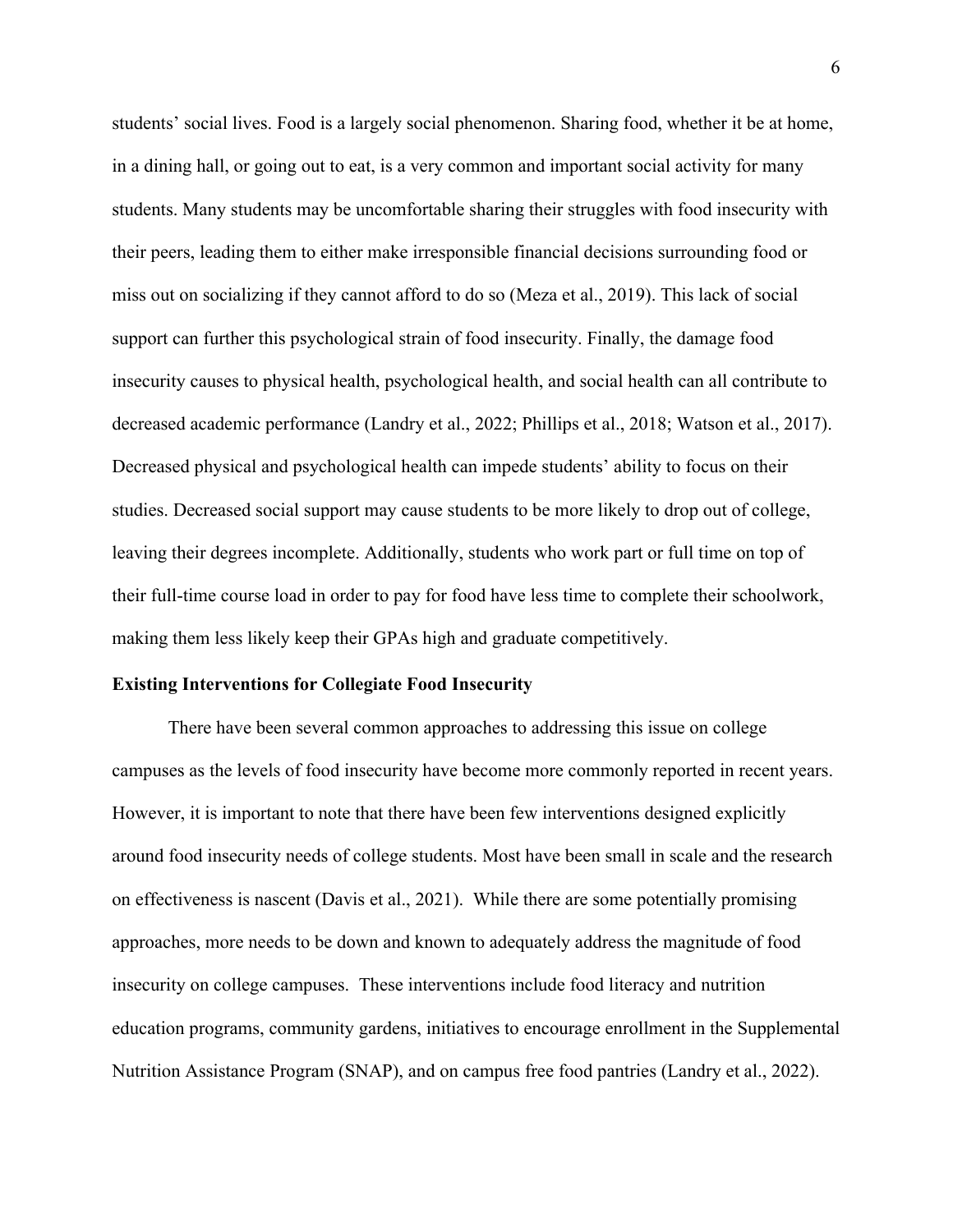students' social lives. Food is a largely social phenomenon. Sharing food, whether it be at home, in a dining hall, or going out to eat, is a very common and important social activity for many students. Many students may be uncomfortable sharing their struggles with food insecurity with their peers, leading them to either make irresponsible financial decisions surrounding food or miss out on socializing if they cannot afford to do so (Meza et al., 2019). This lack of social support can further this psychological strain of food insecurity. Finally, the damage food insecurity causes to physical health, psychological health, and social health can all contribute to decreased academic performance (Landry et al., 2022; Phillips et al., 2018; Watson et al., 2017). Decreased physical and psychological health can impede students' ability to focus on their studies. Decreased social support may cause students to be more likely to drop out of college, leaving their degrees incomplete. Additionally, students who work part or full time on top of their full-time course load in order to pay for food have less time to complete their schoolwork, making them less likely keep their GPAs high and graduate competitively.

**Existing Interventions for Collegiate Food Insecurity**

There have been several common approaches to addressing this issue on college campuses as the levels of food insecurity have become more commonly reported in recent years. However, it is important to note that there have been few interventions designed explicitly around food insecurity needs of college students. Most have been small in scale and the research on effectiveness is nascent (Davis et al., 2021). While there are some potentially promising approaches, more needs to be down and known to adequately address the magnitude of food insecurity on college campuses. These interventions include food literacy and nutrition education programs, community gardens, initiatives to encourage enrollment in the Supplemental Nutrition Assistance Program (SNAP), and on campus free food pantries (Landry et al., 2022).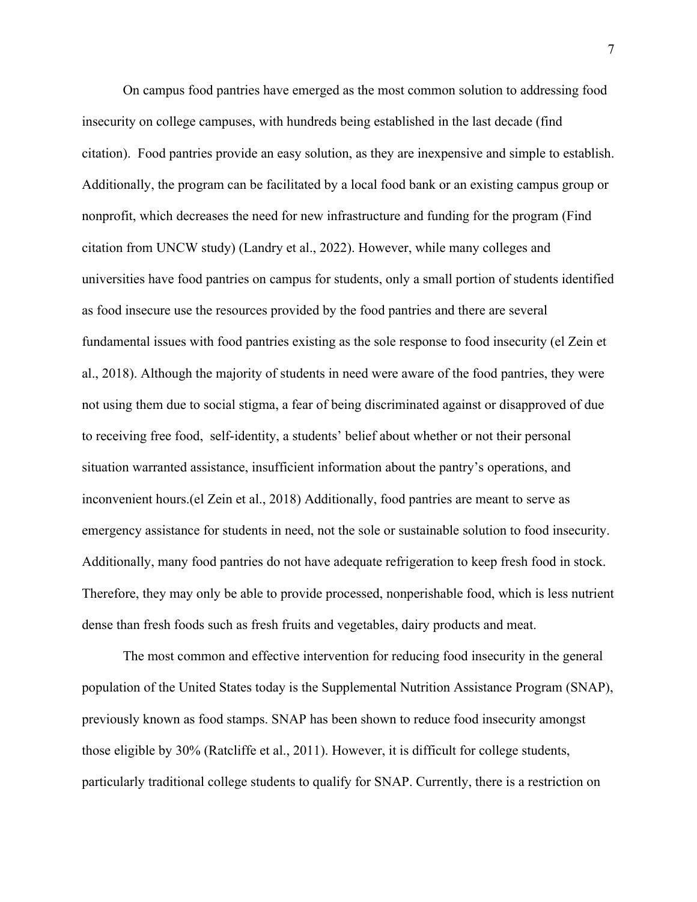On campus food pantries have emerged as the most common solution to addressing food insecurity on college campuses, with hundreds being established in the last decade (find citation). Food pantries provide an easy solution, as they are inexpensive and simple to establish. Additionally, the program can be facilitated by a local food bank or an existing campus group or nonprofit, which decreases the need for new infrastructure and funding for the program (Find citation from UNCW study) (Landry et al., 2022). However, while many colleges and universities have food pantries on campus for students, only a small portion of students identified as food insecure use the resources provided by the food pantries and there are several fundamental issues with food pantries existing as the sole response to food insecurity (el Zein et al., 2018). Although the majority of students in need were aware of the food pantries, they were not using them due to social stigma, a fear of being discriminated against or disapproved of due to receiving free food, self-identity, a students' belief about whether or not their personal situation warranted assistance, insufficient information about the pantry's operations, and inconvenient hours.(el Zein et al., 2018) Additionally, food pantries are meant to serve as emergency assistance for students in need, not the sole or sustainable solution to food insecurity. Additionally, many food pantries do not have adequate refrigeration to keep fresh food in stock. Therefore, they may only be able to provide processed, nonperishable food, which is less nutrient dense than fresh foods such as fresh fruits and vegetables, dairy products and meat.

The most common and effective intervention for reducing food insecurity in the general population of the United States today is the Supplemental Nutrition Assistance Program (SNAP), previously known as food stamps. SNAP has been shown to reduce food insecurity amongst those eligible by 30% (Ratcliffe et al., 2011). However, it is difficult for college students, particularly traditional college students to qualify for SNAP. Currently, there is a restriction on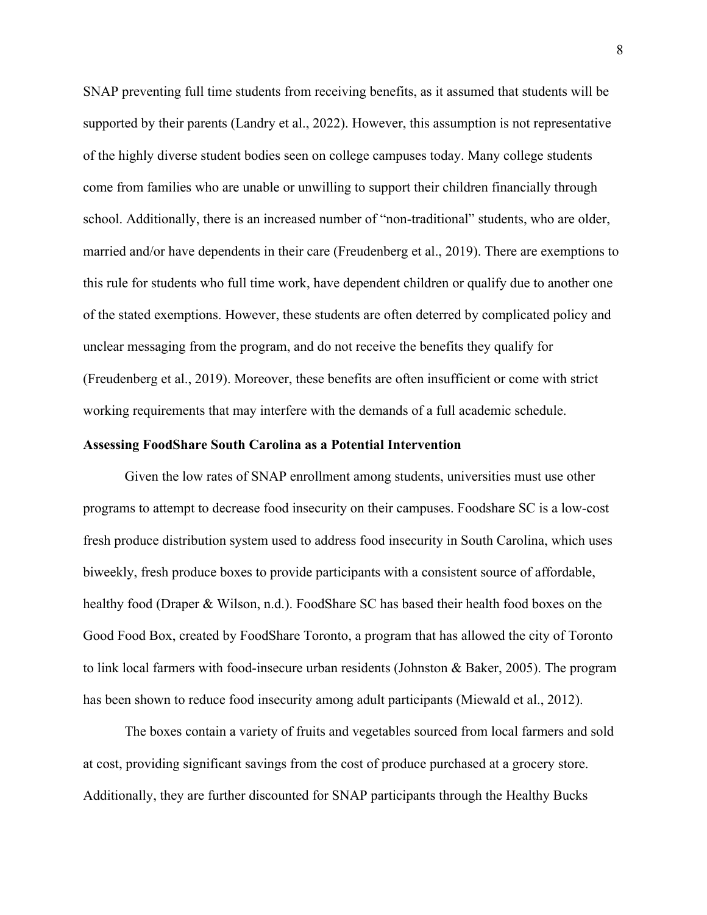SNAP preventing full time students from receiving benefits, as it assumed that students will be supported by their parents (Landry et al., 2022). However, this assumption is not representative of the highly diverse student bodies seen on college campuses today. Many college students come from families who are unable or unwilling to support their children financially through school. Additionally, there is an increased number of "non-traditional" students, who are older, married and/or have dependents in their care (Freudenberg et al., 2019). There are exemptions to this rule for students who full time work, have dependent children or qualify due to another one of the stated exemptions. However, these students are often deterred by complicated policy and unclear messaging from the program, and do not receive the benefits they qualify for (Freudenberg et al., 2019). Moreover, these benefits are often insufficient or come with strict working requirements that may interfere with the demands of a full academic schedule.

**Assessing FoodShare South Carolina as a Potential Intervention**

Given the low rates of SNAP enrollment among students, universities must use other programs to attempt to decrease food insecurity on their campuses. Foodshare SC is a low-cost fresh produce distribution system used to address food insecurity in South Carolina, which uses biweekly, fresh produce boxes to provide participants with a consistent source of affordable, healthy food (Draper & Wilson, n.d.). FoodShare SC has based their health food boxes on the Good Food Box, created by FoodShare Toronto, a program that has allowed the city of Toronto to link local farmers with food-insecure urban residents (Johnston & Baker, 2005). The program has been shown to reduce food insecurity among adult participants (Miewald et al., 2012).

The boxes contain a variety of fruits and vegetables sourced from local farmers and sold at cost, providing significant savings from the cost of produce purchased at a grocery store. Additionally, they are further discounted for SNAP participants through the Healthy Bucks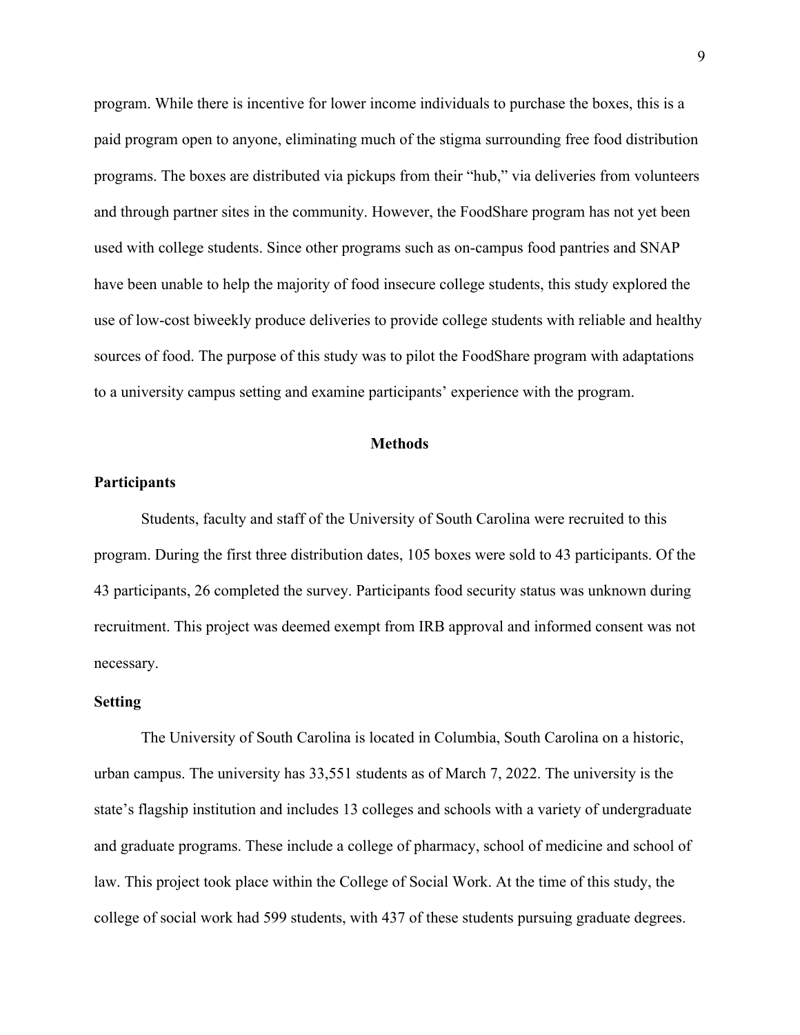program. While there is incentive for lower income individuals to purchase the boxes, this is a paid program open to anyone, eliminating much of the stigma surrounding free food distribution programs. The boxes are distributed via pickups from their "hub," via deliveries from volunteers and through partner sites in the community. However, the FoodShare program has not yet been used with college students. Since other programs such as on-campus food pantries and SNAP have been unable to help the majority of food insecure college students, this study explored the use of low-cost biweekly produce deliveries to provide college students with reliable and healthy sources of food. The purpose of this study was to pilot the FoodShare program with adaptations to a university campus setting and examine participants' experience with the program.

## Methods

### Participants

Students, faculty and staff of the University of South Carolina were recruited to this program. During the first three distribution dates, 105 boxes were sold to 43 participants. Of the 43 participants, 26 completed the survey. Participants food security status was unknown during recruitment. This project was deemed exempt from IRB approval and informed consent was not necessary.

### Setting

The University of South Carolina is located in Columbia, South Carolina on a historic, urban campus. The university has 33,551 students as of March 7, 2022. The university is the state's flagship institution and includes 13 colleges and schools with a variety of undergraduate and graduate programs. These include a college of pharmacy, school of medicine and school of law. This project took place within the College of Social Work. At the time of this study, the college of social work had 599 students, with 437 of these students pursuing graduate degrees.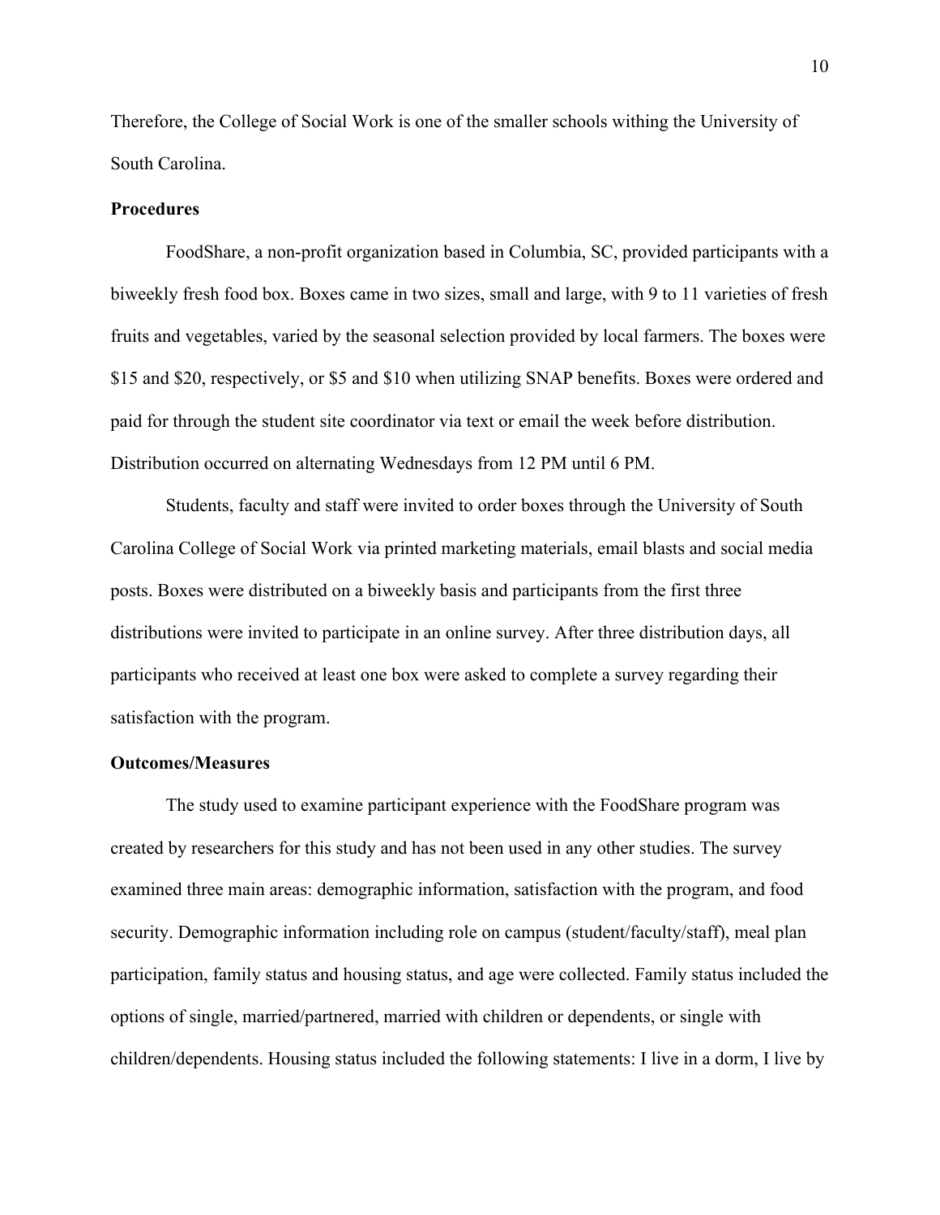Therefore, the College of Social Work is one of the smaller schools withing the University of South Carolina.

**Procedures**

FoodShare, a non-profit organization based in Columbia, SC, provided participants with a biweekly fresh food box. Boxes came in two sizes, small and large, with 9 to 11 varieties of fresh fruits and vegetables, varied by the seasonal selection provided by local farmers. The boxes were $15 and $20, respectively, or $5 and $10 when utilizing SNAP benefits. Boxes were ordered and paid for through the student site coordinator via text or email the week before distribution. Distribution occurred on alternating Wednesdays from 12 PM until 6 PM.

Students, faculty and staff were invited to order boxes through the University of South Carolina College of Social Work via printed marketing materials, email blasts and social media posts. Boxes were distributed on a biweekly basis and participants from the first three distributions were invited to participate in an online survey. After three distribution days, all participants who received at least one box were asked to complete a survey regarding their satisfaction with the program.

**Outcomes/Measures**

The study used to examine participant experience with the FoodShare program was created by researchers for this study and has not been used in any other studies. The survey examined three main areas: demographic information, satisfaction with the program, and food security. Demographic information including role on campus (student/faculty/staff), meal plan participation, family status and housing status, and age were collected. Family status included the options of single, married/partnered, married with children or dependents, or single with children/dependents. Housing status included the following statements: I live in a dorm, I live by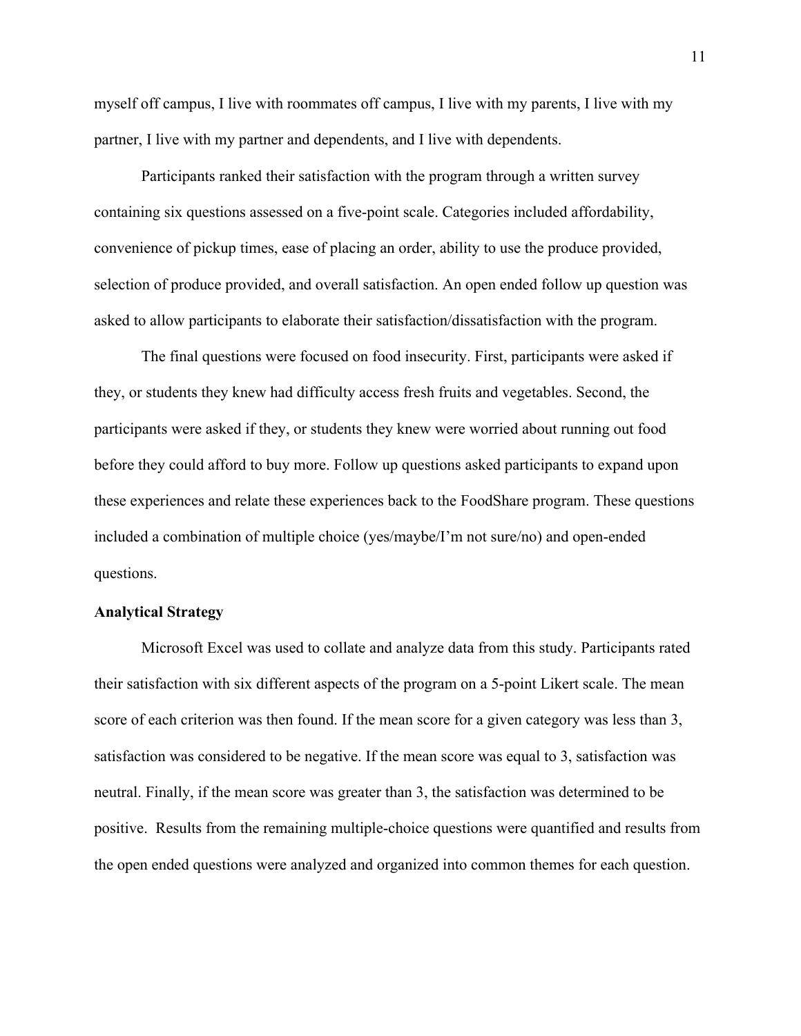myself off campus, I live with roommates off campus, I live with my parents, I live with my partner, I live with my partner and dependents, and I live with dependents.

Participants ranked their satisfaction with the program through a written survey containing six questions assessed on a five-point scale. Categories included affordability, convenience of pickup times, ease of placing an order, ability to use the produce provided, selection of produce provided, and overall satisfaction. An open ended follow up question was asked to allow participants to elaborate their satisfaction/dissatisfaction with the program.

The final questions were focused on food insecurity. First, participants were asked if they, or students they knew had difficulty access fresh fruits and vegetables. Second, the participants were asked if they, or students they knew were worried about running out food before they could afford to buy more. Follow up questions asked participants to expand upon these experiences and relate these experiences back to the FoodShare program. These questions included a combination of multiple choice (yes/maybe/I'm not sure/no) and open-ended questions.

**Analytical Strategy**

Microsoft Excel was used to collate and analyze data from this study. Participants rated their satisfaction with six different aspects of the program on a 5-point Likert scale. The mean score of each criterion was then found. If the mean score for a given category was less than 3, satisfaction was considered to be negative. If the mean score was equal to 3, satisfaction was neutral. Finally, if the mean score was greater than 3, the satisfaction was determined to be positive. Results from the remaining multiple-choice questions were quantified and results from the open ended questions were analyzed and organized into common themes for each question.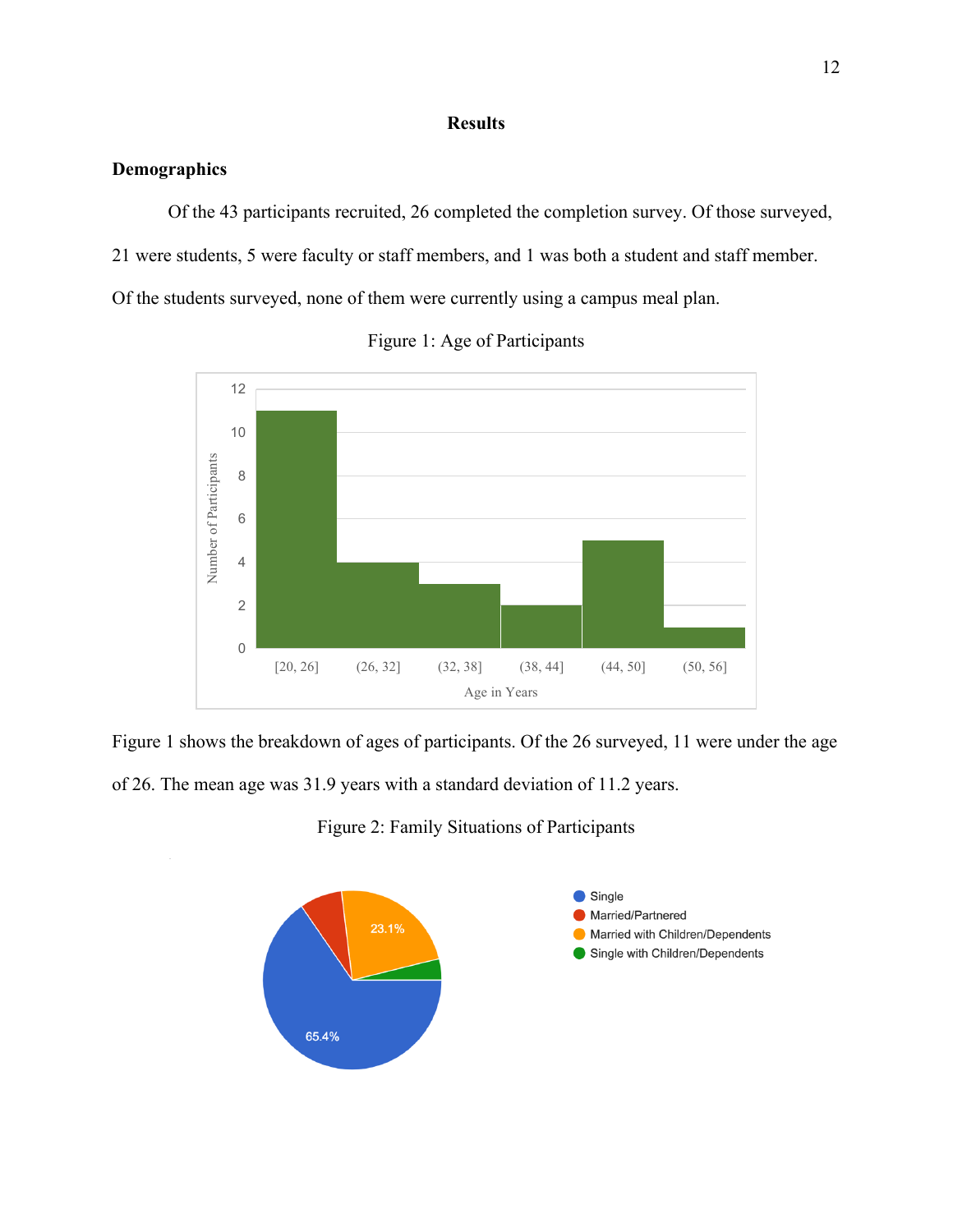# Results

## Demographics

Of the 43 participants recruited, 26 completed the completion survey. Of those surveyed, 21 were students, 5 were faculty or staff members, and 1 was both a student and staff member. Of the students surveyed, none of them were currently using a campus meal plan.

Figure 1: Age of Participants

Figure 1 shows the breakdown of ages of participants. Of the 26 surveyed, 11 were under the age of 26. The mean age was 31.9 years with a standard deviation of 11.2 years.

Figure 2: Family Situations of Participants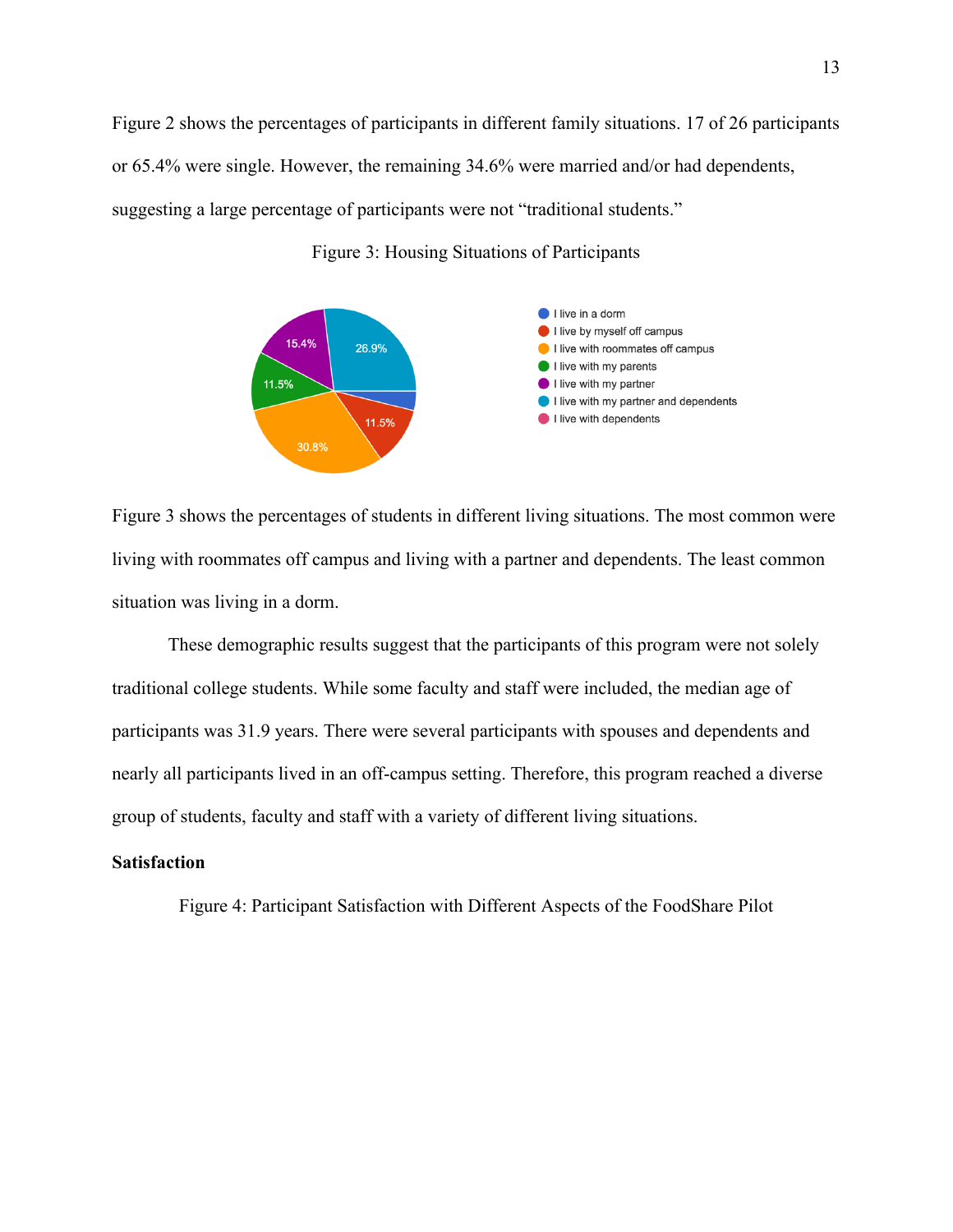Figure 2 shows the percentages of participants in different family situations. 17 of 26 participants or 65.4% were single. However, the remaining 34.6% were married and/or had dependents, suggesting a large percentage of participants were not "traditional students."

Figure 3: Housing Situations of Participants

Figure 3 shows the percentages of students in different living situations. The most common were living with roommates off campus and living with a partner and dependents. The least common situation was living in a dorm.

These demographic results suggest that the participants of this program were not solely traditional college students. While some faculty and staff were included, the median age of participants was 31.9 years. There were several participants with spouses and dependents and nearly all participants lived in an off-campus setting. Therefore, this program reached a diverse group of students, faculty and staff with a variety of different living situations.

**Satisfaction**

Figure 4: Participant Satisfaction with Different Aspects of the FoodShare Pilot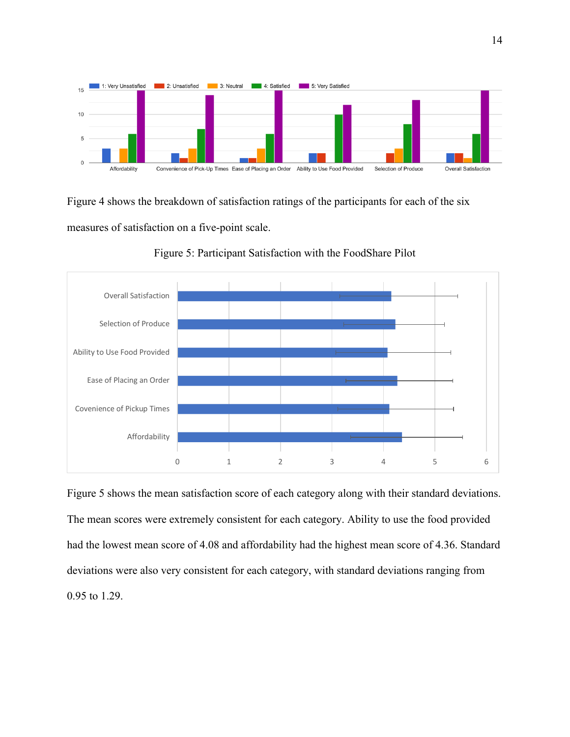Figure 4 shows the breakdown of satisfaction ratings of the participants for each of the six measures of satisfaction on a five-point scale.

Figure 5: Participant Satisfaction with the FoodShare Pilot

Figure 5 shows the mean satisfaction score of each category along with their standard deviations. The mean scores were extremely consistent for each category. Ability to use the food provided had the lowest mean score of 4.08 and affordability had the highest mean score of 4.36. Standard deviations were also very consistent for each category, with standard deviations ranging from 0.95 to 1.29.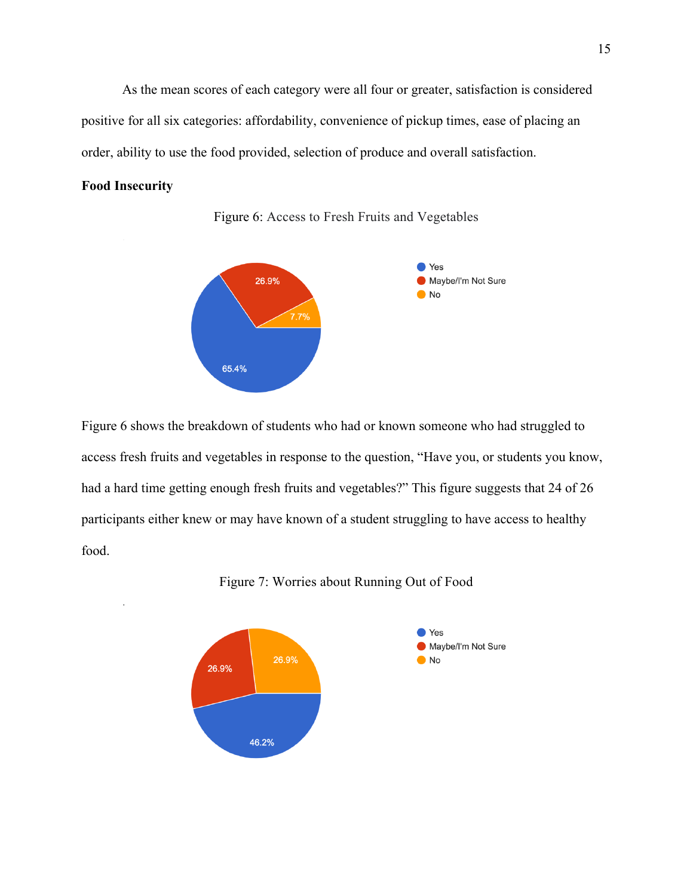As the mean scores of each category were all four or greater, satisfaction is considered positive for all six categories: affordability, convenience of pickup times, ease of placing an order, ability to use the food provided, selection of produce and overall satisfaction.

**Food Insecurity**

Figure 6: Access to Fresh Fruits and Vegetables

Figure 6 shows the breakdown of students who had or known someone who had struggled to access fresh fruits and vegetables in response to the question, "Have you, or students you know, had a hard time getting enough fresh fruits and vegetables?" This figure suggests that 24 of 26 participants either knew or may have known of a student struggling to have access to healthy food.

Figure 7: Worries about Running Out of Food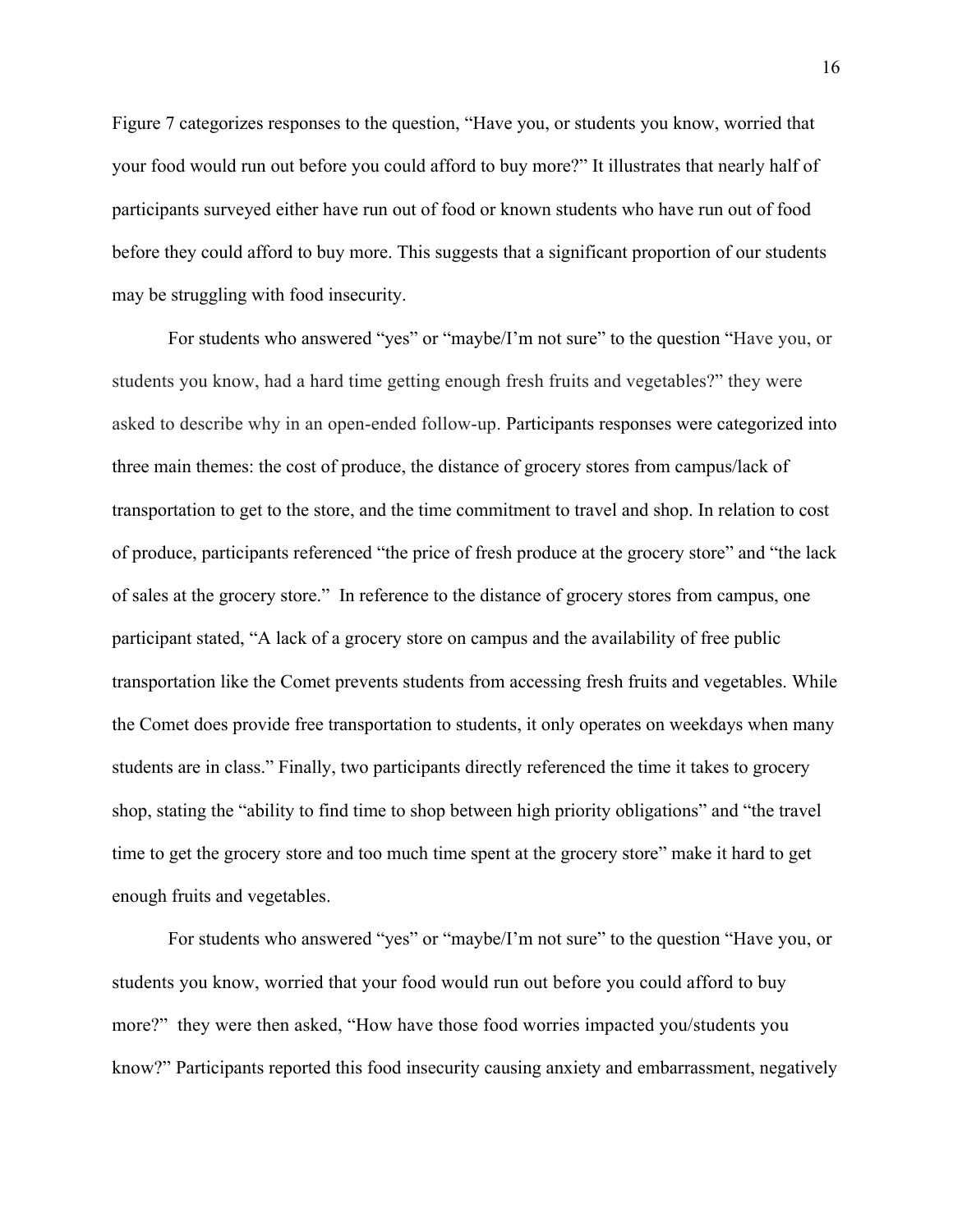Figure 7 categorizes responses to the question, “Have you, or students you know, worried that your food would run out before you could afford to buy more?” It illustrates that nearly half of participants surveyed either have run out of food or known students who have run out of food before they could afford to buy more. This suggests that a significant proportion of our students may be struggling with food insecurity.

For students who answered “yes” or “maybe/I’m not sure” to the question “Have you, or students you know, had a hard time getting enough fresh fruits and vegetables?” they were asked to describe why in an open-ended follow-up. Participants responses were categorized into three main themes: the cost of produce, the distance of grocery stores from campus/lack of transportation to get to the store, and the time commitment to travel and shop. In relation to cost of produce, participants referenced “the price of fresh produce at the grocery store” and “the lack of sales at the grocery store.” In reference to the distance of grocery stores from campus, one participant stated, “A lack of a grocery store on campus and the availability of free public transportation like the Comet prevents students from accessing fresh fruits and vegetables. While the Comet does provide free transportation to students, it only operates on weekdays when many students are in class.” Finally, two participants directly referenced the time it takes to grocery shop, stating the “ability to find time to shop between high priority obligations” and “the travel time to get the grocery store and too much time spent at the grocery store” make it hard to get enough fruits and vegetables.

For students who answered “yes” or “maybe/I’m not sure” to the question “Have you, or students you know, worried that your food would run out before you could afford to buy more?” they were then asked, “How have those food worries impacted you/students you know?” Participants reported this food insecurity causing anxiety and embarrassment, negatively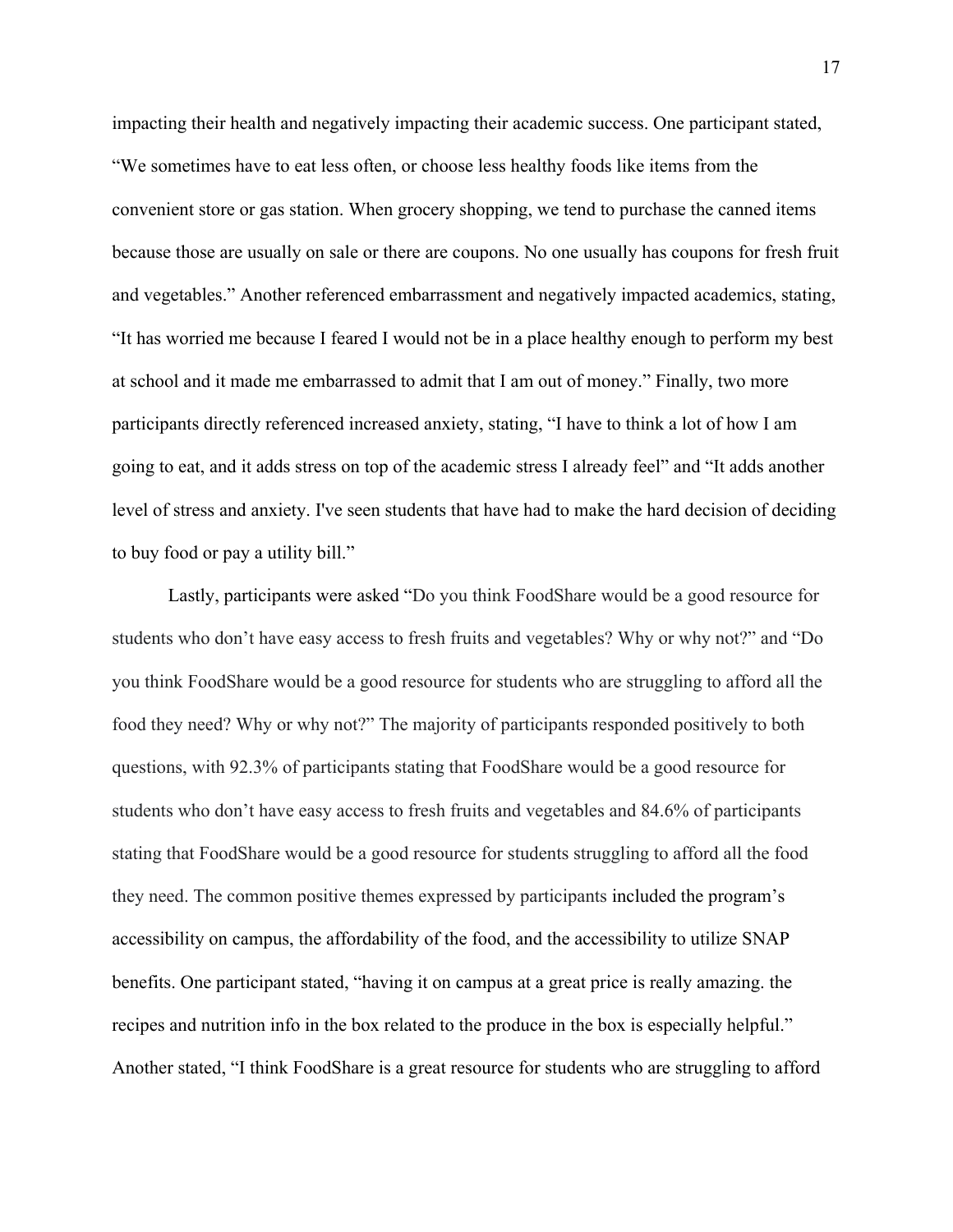impacting their health and negatively impacting their academic success. One participant stated, "We sometimes have to eat less often, or choose less healthy foods like items from the convenient store or gas station. When grocery shopping, we tend to purchase the canned items because those are usually on sale or there are coupons. No one usually has coupons for fresh fruit and vegetables." Another referenced embarrassment and negatively impacted academics, stating, "It has worried me because I feared I would not be in a place healthy enough to perform my best at school and it made me embarrassed to admit that I am out of money." Finally, two more participants directly referenced increased anxiety, stating, "I have to think a lot of how I am going to eat, and it adds stress on top of the academic stress I already feel" and "It adds another level of stress and anxiety. I've seen students that have had to make the hard decision of deciding to buy food or pay a utility bill."

Lastly, participants were asked "Do you think FoodShare would be a good resource for students who don't have easy access to fresh fruits and vegetables? Why or why not?" and "Do you think FoodShare would be a good resource for students who are struggling to afford all the food they need? Why or why not?" The majority of participants responded positively to both questions, with 92.3% of participants stating that FoodShare would be a good resource for students who don't have easy access to fresh fruits and vegetables and 84.6% of participants stating that FoodShare would be a good resource for students struggling to afford all the food they need. The common positive themes expressed by participants included the program's accessibility on campus, the affordability of the food, and the accessibility to utilize SNAP benefits. One participant stated, "having it on campus at a great price is really amazing. the recipes and nutrition info in the box related to the produce in the box is especially helpful." Another stated, "I think FoodShare is a great resource for students who are struggling to afford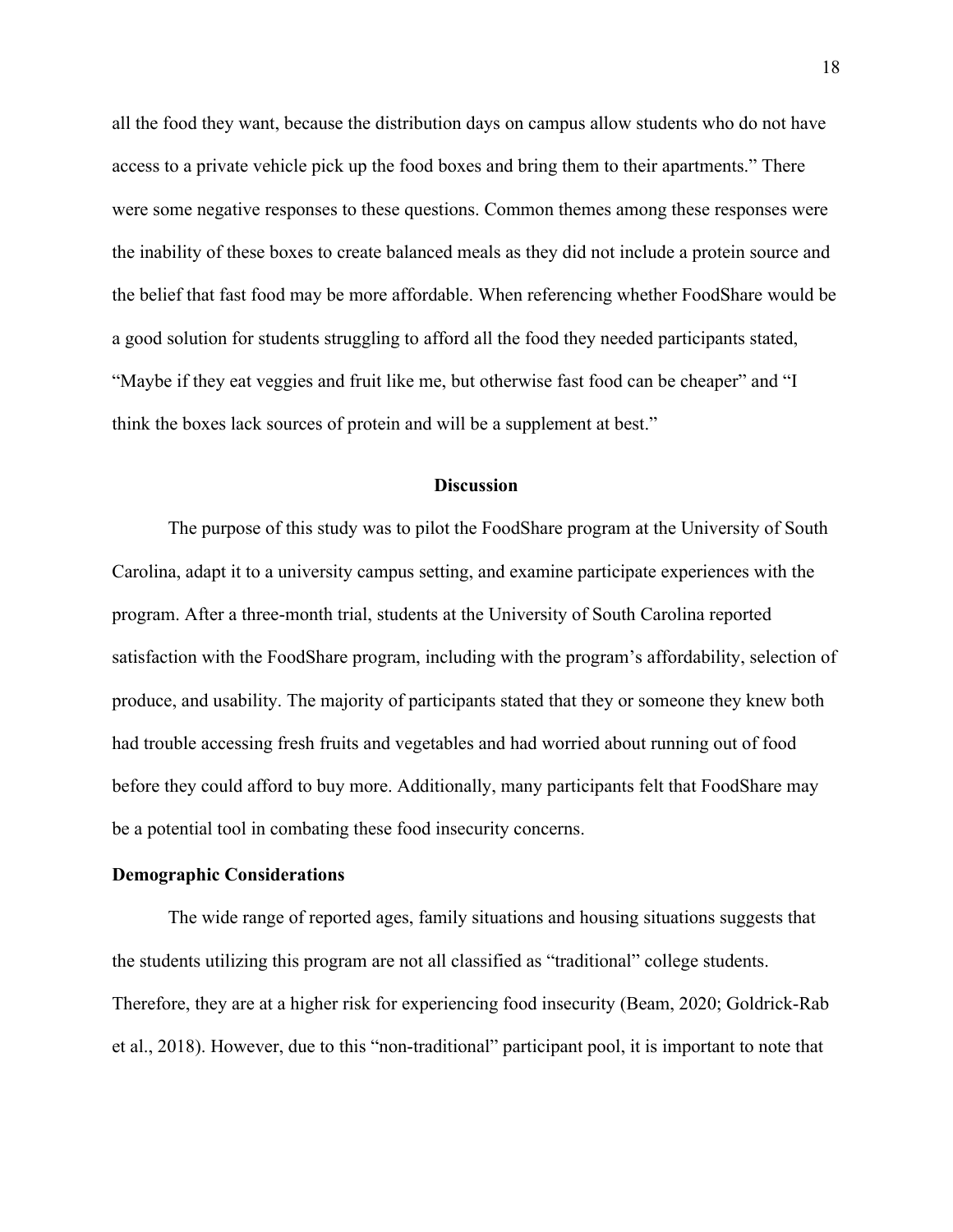all the food they want, because the distribution days on campus allow students who do not have access to a private vehicle pick up the food boxes and bring them to their apartments." There were some negative responses to these questions. Common themes among these responses were the inability of these boxes to create balanced meals as they did not include a protein source and the belief that fast food may be more affordable. When referencing whether FoodShare would be a good solution for students struggling to afford all the food they needed participants stated, "Maybe if they eat veggies and fruit like me, but otherwise fast food can be cheaper" and "I think the boxes lack sources of protein and will be a supplement at best."

## Discussion

The purpose of this study was to pilot the FoodShare program at the University of South Carolina, adapt it to a university campus setting, and examine participate experiences with the program. After a three-month trial, students at the University of South Carolina reported satisfaction with the FoodShare program, including with the program's affordability, selection of produce, and usability. The majority of participants stated that they or someone they knew both had trouble accessing fresh fruits and vegetables and had worried about running out of food before they could afford to buy more. Additionally, many participants felt that FoodShare may be a potential tool in combating these food insecurity concerns.

### Demographic Considerations

The wide range of reported ages, family situations and housing situations suggests that the students utilizing this program are not all classified as "traditional" college students. Therefore, they are at a higher risk for experiencing food insecurity (Beam, 2020; Goldrick-Rab et al., 2018). However, due to this "non-traditional" participant pool, it is important to note that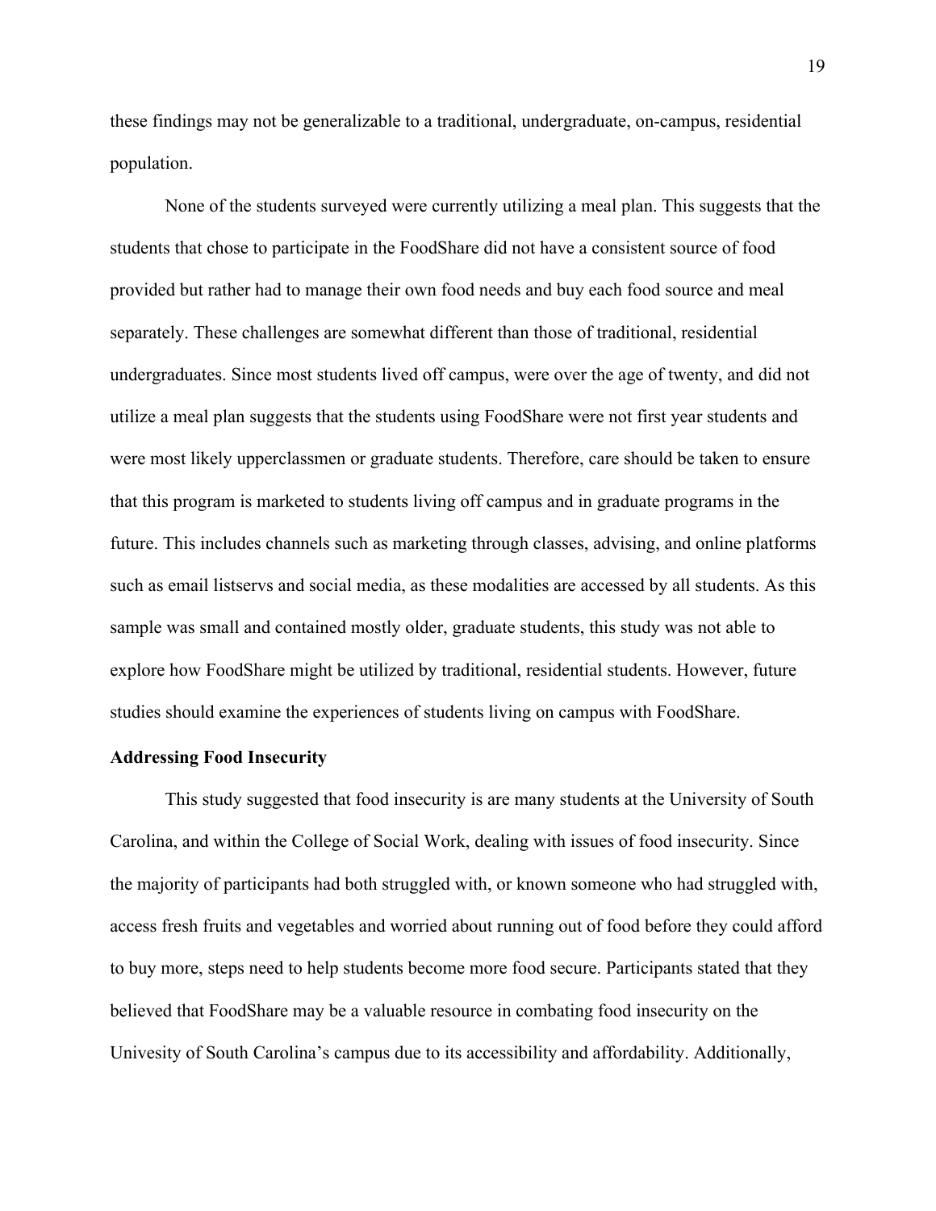these findings may not be generalizable to a traditional, undergraduate, on-campus, residential population.

None of the students surveyed were currently utilizing a meal plan. This suggests that the students that chose to participate in the FoodShare did not have a consistent source of food provided but rather had to manage their own food needs and buy each food source and meal separately. These challenges are somewhat different than those of traditional, residential undergraduates. Since most students lived off campus, were over the age of twenty, and did not utilize a meal plan suggests that the students using FoodShare were not first year students and were most likely upperclassmen or graduate students. Therefore, care should be taken to ensure that this program is marketed to students living off campus and in graduate programs in the future. This includes channels such as marketing through classes, advising, and online platforms such as email listservs and social media, as these modalities are accessed by all students. As this sample was small and contained mostly older, graduate students, this study was not able to explore how FoodShare might be utilized by traditional, residential students. However, future studies should examine the experiences of students living on campus with FoodShare.

**Addressing Food Insecurity**

This study suggested that food insecurity is are many students at the University of South Carolina, and within the College of Social Work, dealing with issues of food insecurity. Since the majority of participants had both struggled with, or known someone who had struggled with, access fresh fruits and vegetables and worried about running out of food before they could afford to buy more, steps need to help students become more food secure. Participants stated that they believed that FoodShare may be a valuable resource in combating food insecurity on the Univesity of South Carolina's campus due to its accessibility and affordability. Additionally,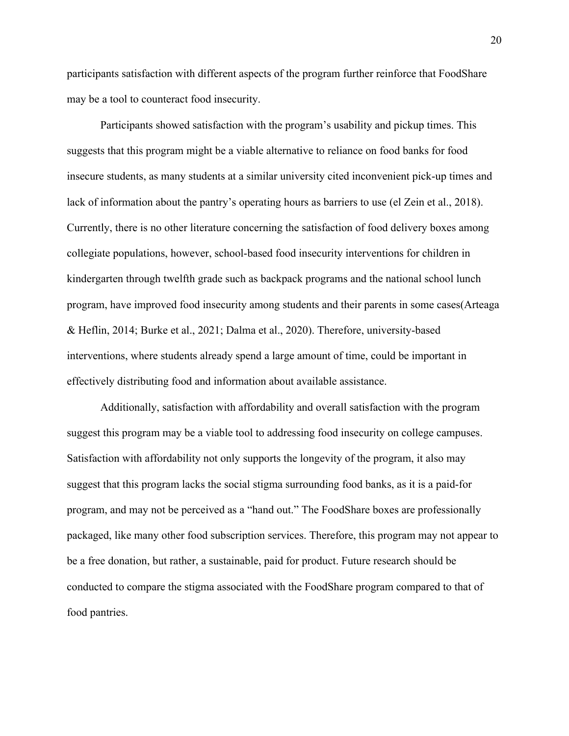participants satisfaction with different aspects of the program further reinforce that FoodShare may be a tool to counteract food insecurity.

Participants showed satisfaction with the program's usability and pickup times. This suggests that this program might be a viable alternative to reliance on food banks for food insecure students, as many students at a similar university cited inconvenient pick-up times and lack of information about the pantry's operating hours as barriers to use (el Zein et al., 2018). Currently, there is no other literature concerning the satisfaction of food delivery boxes among collegiate populations, however, school-based food insecurity interventions for children in kindergarten through twelfth grade such as backpack programs and the national school lunch program, have improved food insecurity among students and their parents in some cases(Arteaga & Heflin, 2014; Burke et al., 2021; Dalma et al., 2020). Therefore, university-based interventions, where students already spend a large amount of time, could be important in effectively distributing food and information about available assistance.

Additionally, satisfaction with affordability and overall satisfaction with the program suggest this program may be a viable tool to addressing food insecurity on college campuses. Satisfaction with affordability not only supports the longevity of the program, it also may suggest that this program lacks the social stigma surrounding food banks, as it is a paid-for program, and may not be perceived as a "hand out." The FoodShare boxes are professionally packaged, like many other food subscription services. Therefore, this program may not appear to be a free donation, but rather, a sustainable, paid for product. Future research should be conducted to compare the stigma associated with the FoodShare program compared to that of food pantries.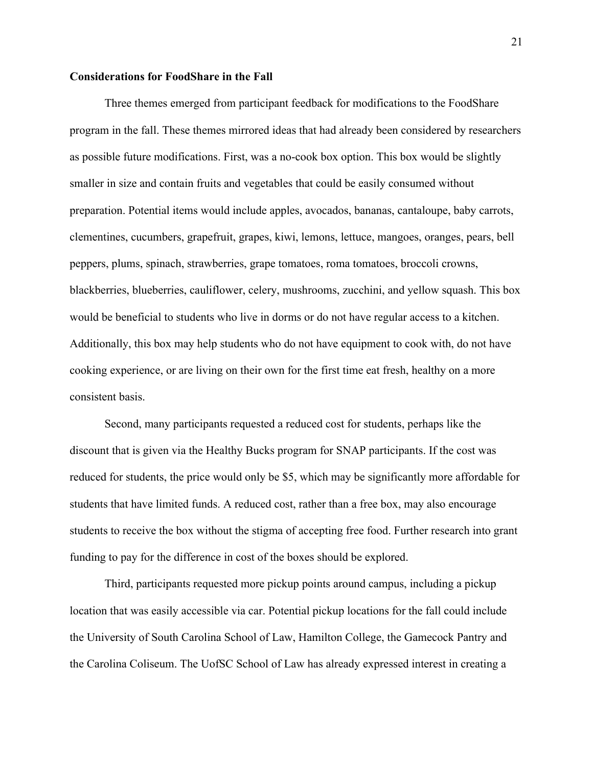**Considerations for FoodShare in the Fall**

Three themes emerged from participant feedback for modifications to the FoodShare program in the fall. These themes mirrored ideas that had already been considered by researchers as possible future modifications. First, was a no-cook box option. This box would be slightly smaller in size and contain fruits and vegetables that could be easily consumed without preparation. Potential items would include apples, avocados, bananas, cantaloupe, baby carrots, clementines, cucumbers, grapefruit, grapes, kiwi, lemons, lettuce, mangoes, oranges, pears, bell peppers, plums, spinach, strawberries, grape tomatoes, roma tomatoes, broccoli crowns, blackberries, blueberries, cauliflower, celery, mushrooms, zucchini, and yellow squash. This box would be beneficial to students who live in dorms or do not have regular access to a kitchen. Additionally, this box may help students who do not have equipment to cook with, do not have cooking experience, or are living on their own for the first time eat fresh, healthy on a more consistent basis.

Second, many participants requested a reduced cost for students, perhaps like the discount that is given via the Healthy Bucks program for SNAP participants. If the cost was reduced for students, the price would only be $5, which may be significantly more affordable for students that have limited funds. A reduced cost, rather than a free box, may also encourage students to receive the box without the stigma of accepting free food. Further research into grant funding to pay for the difference in cost of the boxes should be explored.

Third, participants requested more pickup points around campus, including a pickup location that was easily accessible via car. Potential pickup locations for the fall could include the University of South Carolina School of Law, Hamilton College, the Gamecock Pantry and the Carolina Coliseum. The UofSC School of Law has already expressed interest in creating a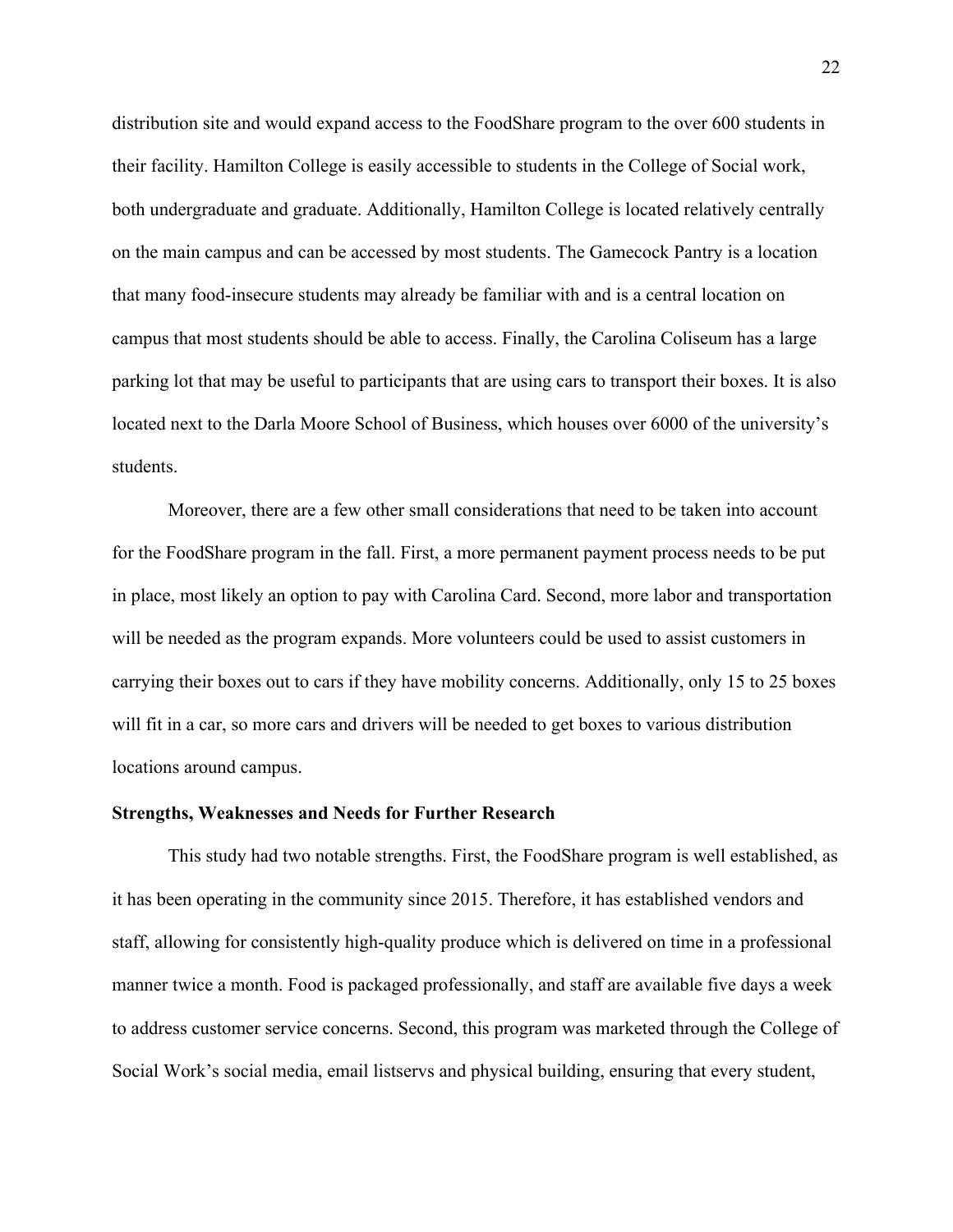distribution site and would expand access to the FoodShare program to the over 600 students in their facility. Hamilton College is easily accessible to students in the College of Social work, both undergraduate and graduate. Additionally, Hamilton College is located relatively centrally on the main campus and can be accessed by most students. The Gamecock Pantry is a location that many food-insecure students may already be familiar with and is a central location on campus that most students should be able to access. Finally, the Carolina Coliseum has a large parking lot that may be useful to participants that are using cars to transport their boxes. It is also located next to the Darla Moore School of Business, which houses over 6000 of the university's students.

Moreover, there are a few other small considerations that need to be taken into account for the FoodShare program in the fall. First, a more permanent payment process needs to be put in place, most likely an option to pay with Carolina Card. Second, more labor and transportation will be needed as the program expands. More volunteers could be used to assist customers in carrying their boxes out to cars if they have mobility concerns. Additionally, only 15 to 25 boxes will fit in a car, so more cars and drivers will be needed to get boxes to various distribution locations around campus.

**Strengths, Weaknesses and Needs for Further Research**

This study had two notable strengths. First, the FoodShare program is well established, as it has been operating in the community since 2015. Therefore, it has established vendors and staff, allowing for consistently high-quality produce which is delivered on time in a professional manner twice a month. Food is packaged professionally, and staff are available five days a week to address customer service concerns. Second, this program was marketed through the College of Social Work's social media, email listservs and physical building, ensuring that every student,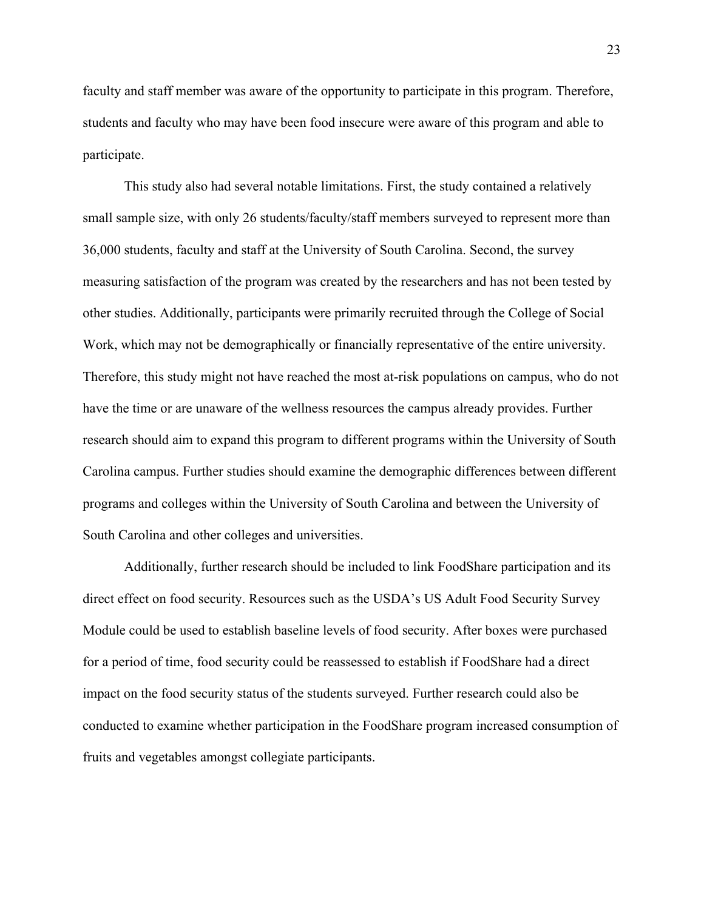faculty and staff member was aware of the opportunity to participate in this program. Therefore, students and faculty who may have been food insecure were aware of this program and able to participate.

This study also had several notable limitations. First, the study contained a relatively small sample size, with only 26 students/faculty/staff members surveyed to represent more than 36,000 students, faculty and staff at the University of South Carolina. Second, the survey measuring satisfaction of the program was created by the researchers and has not been tested by other studies. Additionally, participants were primarily recruited through the College of Social Work, which may not be demographically or financially representative of the entire university. Therefore, this study might not have reached the most at-risk populations on campus, who do not have the time or are unaware of the wellness resources the campus already provides. Further research should aim to expand this program to different programs within the University of South Carolina campus. Further studies should examine the demographic differences between different programs and colleges within the University of South Carolina and between the University of South Carolina and other colleges and universities.

Additionally, further research should be included to link FoodShare participation and its direct effect on food security. Resources such as the USDA's US Adult Food Security Survey Module could be used to establish baseline levels of food security. After boxes were purchased for a period of time, food security could be reassessed to establish if FoodShare had a direct impact on the food security status of the students surveyed. Further research could also be conducted to examine whether participation in the FoodShare program increased consumption of fruits and vegetables amongst collegiate participants.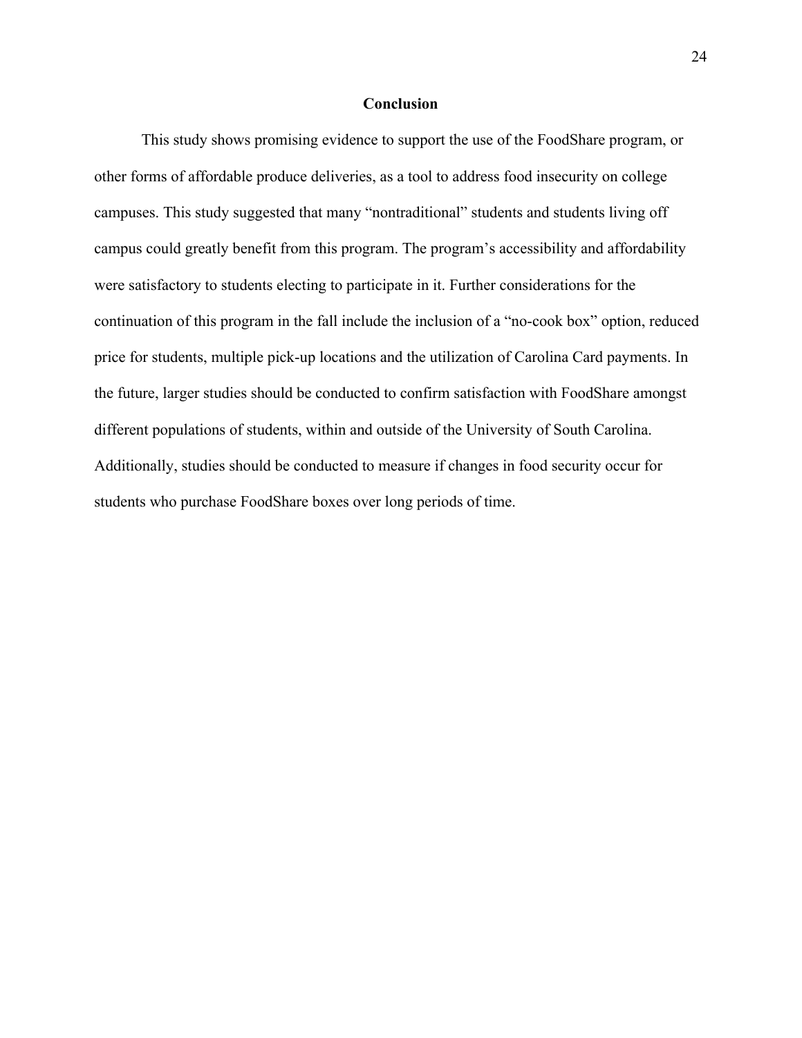## Conclusion

This study shows promising evidence to support the use of the FoodShare program, or other forms of affordable produce deliveries, as a tool to address food insecurity on college campuses. This study suggested that many "nontraditional" students and students living off campus could greatly benefit from this program. The program's accessibility and affordability were satisfactory to students electing to participate in it. Further considerations for the continuation of this program in the fall include the inclusion of a "no-cook box" option, reduced price for students, multiple pick-up locations and the utilization of Carolina Card payments. In the future, larger studies should be conducted to confirm satisfaction with FoodShare amongst different populations of students, within and outside of the University of South Carolina. Additionally, studies should be conducted to measure if changes in food security occur for students who purchase FoodShare boxes over long periods of time.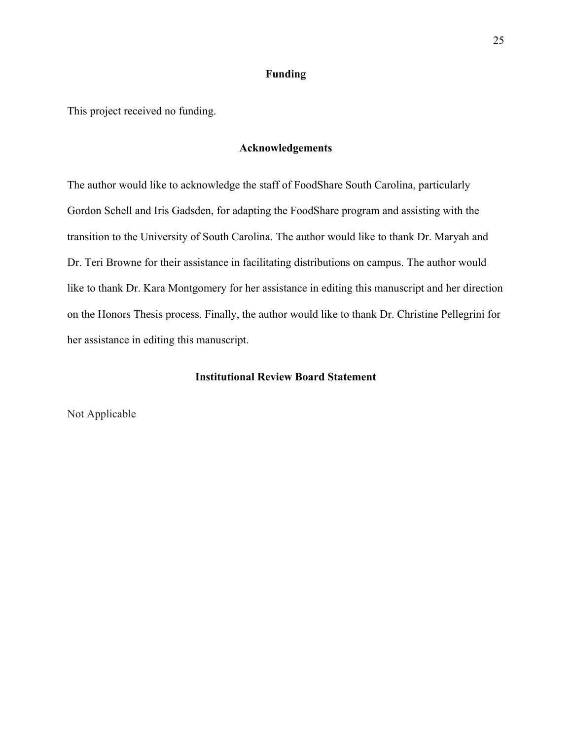## Funding

This project received no funding.

## Acknowledgements

The author would like to acknowledge the staff of FoodShare South Carolina, particularly Gordon Schell and Iris Gadsden, for adapting the FoodShare program and assisting with the transition to the University of South Carolina. The author would like to thank Dr. Maryah and Dr. Teri Browne for their assistance in facilitating distributions on campus. The author would like to thank Dr. Kara Montgomery for her assistance in editing this manuscript and her direction on the Honors Thesis process. Finally, the author would like to thank Dr. Christine Pellegrini for her assistance in editing this manuscript.

## Institutional Review Board Statement

Not Applicable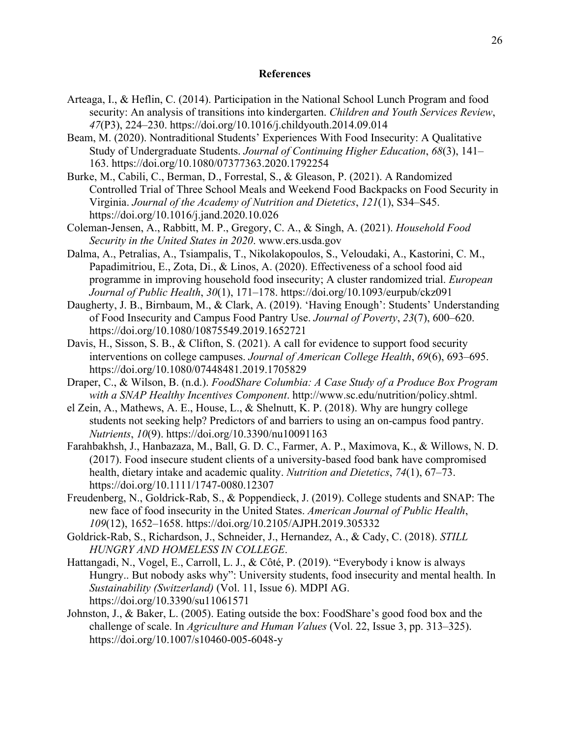# References

Arteaga, I., & Heflin, C. (2014). Participation in the National School Lunch Program and food security: An analysis of transitions into kindergarten. *Children and Youth Services Review*, *47*(P3), 224–230. https://doi.org/10.1016/j.childyouth.2014.09.014

Beam, M. (2020). Nontraditional Students' Experiences With Food Insecurity: A Qualitative Study of Undergraduate Students. *Journal of Continuing Higher Education*, *68*(3), 141–163. https://doi.org/10.1080/07377363.2020.1792254

Burke, M., Cabili, C., Berman, D., Forrestal, S., & Gleason, P. (2021). A Randomized Controlled Trial of Three School Meals and Weekend Food Backpacks on Food Security in Virginia. *Journal of the Academy of Nutrition and Dietetics*, *121*(1), S34–S45. https://doi.org/10.1016/j.jand.2020.10.026

Coleman-Jensen, A., Rabbitt, M. P., Gregory, C. A., & Singh, A. (2021). *Household Food Security in the United States in 2020*. www.ers.usda.gov

Dalma, A., Petralias, A., Tsiampalis, T., Nikolakopoulos, S., Veloudaki, A., Kastorini, C. M., Papadimitriou, E., Zota, Di., & Linos, A. (2020). Effectiveness of a school food aid programme in improving household food insecurity; A cluster randomized trial. *European Journal of Public Health*, *30*(1), 171–178. https://doi.org/10.1093/eurpub/ckz091

Daugherty, J. B., Birnbaum, M., & Clark, A. (2019). 'Having Enough': Students' Understanding of Food Insecurity and Campus Food Pantry Use. *Journal of Poverty*, *23*(7), 600–620. https://doi.org/10.1080/10875549.2019.1652721

Davis, H., Sisson, S. B., & Clifton, S. (2021). A call for evidence to support food security interventions on college campuses. *Journal of American College Health*, *69*(6), 693–695. https://doi.org/10.1080/07448481.2019.1705829

Draper, C., & Wilson, B. (n.d.). *FoodShare Columbia: A Case Study of a Produce Box Program with a SNAP Healthy Incentives Component*. http://www.sc.edu/nutrition/policy.shtml.

el Zein, A., Mathews, A. E., House, L., & Shelnutt, K. P. (2018). Why are hungry college students not seeking help? Predictors of and barriers to using an on-campus food pantry. *Nutrients*, *10*(9). https://doi.org/10.3390/nu10091163

Farahbakhsh, J., Hanbazaza, M., Ball, G. D. C., Farmer, A. P., Maximova, K., & Willows, N. D. (2017). Food insecure student clients of a university-based food bank have compromised health, dietary intake and academic quality. *Nutrition and Dietetics*, *74*(1), 67–73. https://doi.org/10.1111/1747-0080.12307

Freudenberg, N., Goldrick-Rab, S., & Poppendieck, J. (2019). College students and SNAP: The new face of food insecurity in the United States. *American Journal of Public Health*, *109*(12), 1652–1658. https://doi.org/10.2105/AJPH.2019.305332

Goldrick-Rab, S., Richardson, J., Schneider, J., Hernandez, A., & Cady, C. (2018). *STILL HUNGRY AND HOMELESS IN COLLEGE*.

Hattangadi, N., Vogel, E., Carroll, L. J., & Côté, P. (2019). "Everybody i know is always Hungry.. But nobody asks why": University students, food insecurity and mental health. In *Sustainability (Switzerland)* (Vol. 11, Issue 6). MDPI AG. https://doi.org/10.3390/su11061571

Johnston, J., & Baker, L. (2005). Eating outside the box: FoodShare's good food box and the challenge of scale. In *Agriculture and Human Values* (Vol. 22, Issue 3, pp. 313–325). https://doi.org/10.1007/s10460-005-6048-y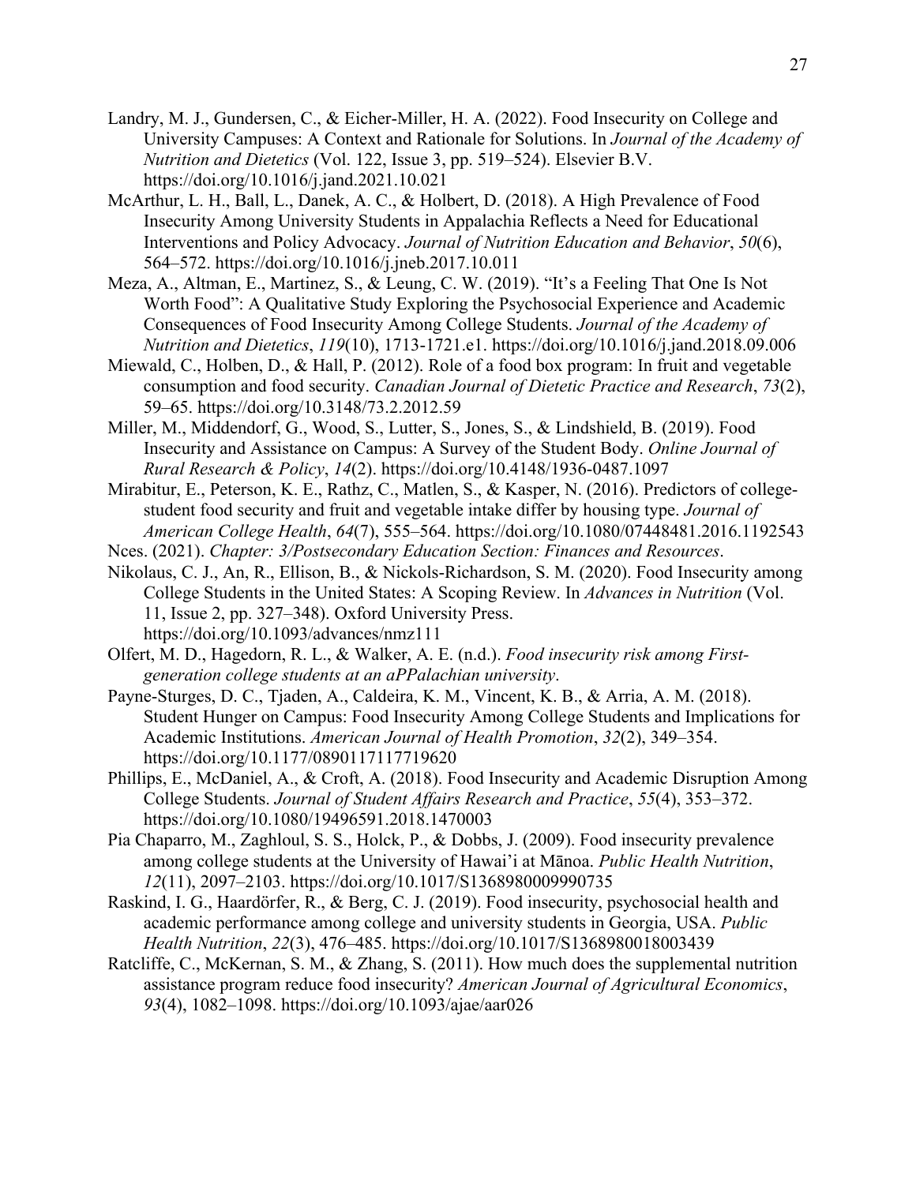Landry, M. J., Gundersen, C., & Eicher-Miller, H. A. (2022). Food Insecurity on College and University Campuses: A Context and Rationale for Solutions. In *Journal of the Academy of Nutrition and Dietetics* (Vol. 122, Issue 3, pp. 519–524). Elsevier B.V. https://doi.org/10.1016/j.jand.2021.10.021

McArthur, L. H., Ball, L., Danek, A. C., & Holbert, D. (2018). A High Prevalence of Food Insecurity Among University Students in Appalachia Reflects a Need for Educational Interventions and Policy Advocacy. *Journal of Nutrition Education and Behavior*, *50*(6), 564–572. https://doi.org/10.1016/j.jneb.2017.10.011

Meza, A., Altman, E., Martinez, S., & Leung, C. W. (2019). "It's a Feeling That One Is Not Worth Food": A Qualitative Study Exploring the Psychosocial Experience and Academic Consequences of Food Insecurity Among College Students. *Journal of the Academy of Nutrition and Dietetics*, *119*(10), 1713-1721.e1. https://doi.org/10.1016/j.jand.2018.09.006

Miewald, C., Holben, D., & Hall, P. (2012). Role of a food box program: In fruit and vegetable consumption and food security. *Canadian Journal of Dietetic Practice and Research*, *73*(2), 59–65. https://doi.org/10.3148/73.2.2012.59

Miller, M., Middendorf, G., Wood, S., Lutter, S., Jones, S., & Lindshield, B. (2019). Food Insecurity and Assistance on Campus: A Survey of the Student Body. *Online Journal of Rural Research & Policy*, *14*(2). https://doi.org/10.4148/1936-0487.1097

Mirabitur, E., Peterson, K. E., Rathz, C., Matlen, S., & Kasper, N. (2016). Predictors of college-student food security and fruit and vegetable intake differ by housing type. *Journal of American College Health*, *64*(7), 555–564. https://doi.org/10.1080/07448481.2016.1192543

Nces. (2021). *Chapter: 3/Postsecondary Education Section: Finances and Resources*.

Nikolaus, C. J., An, R., Ellison, B., & Nickols-Richardson, S. M. (2020). Food Insecurity among College Students in the United States: A Scoping Review. In *Advances in Nutrition* (Vol. 11, Issue 2, pp. 327–348). Oxford University Press. https://doi.org/10.1093/advances/nmz111

Olfert, M. D., Hagedorn, R. L., & Walker, A. E. (n.d.). *Food insecurity risk among First-generation college students at an aPPalachian university*.

Payne-Sturges, D. C., Tjaden, A., Caldeira, K. M., Vincent, K. B., & Arria, A. M. (2018). Student Hunger on Campus: Food Insecurity Among College Students and Implications for Academic Institutions. *American Journal of Health Promotion*, *32*(2), 349–354. https://doi.org/10.1177/0890117117719620

Phillips, E., McDaniel, A., & Croft, A. (2018). Food Insecurity and Academic Disruption Among College Students. *Journal of Student Affairs Research and Practice*, *55*(4), 353–372. https://doi.org/10.1080/19496591.2018.1470003

Pia Chaparro, M., Zaghloul, S. S., Holck, P., & Dobbs, J. (2009). Food insecurity prevalence among college students at the University of Hawai'i at Mānoa. *Public Health Nutrition*, *12*(11), 2097–2103. https://doi.org/10.1017/S1368980009990735

Raskind, I. G., Haardörfer, R., & Berg, C. J. (2019). Food insecurity, psychosocial health and academic performance among college and university students in Georgia, USA. *Public Health Nutrition*, *22*(3), 476–485. https://doi.org/10.1017/S1368980018003439

Ratcliffe, C., McKernan, S. M., & Zhang, S. (2011). How much does the supplemental nutrition assistance program reduce food insecurity? *American Journal of Agricultural Economics*, *93*(4), 1082–1098. https://doi.org/10.1093/ajae/aar026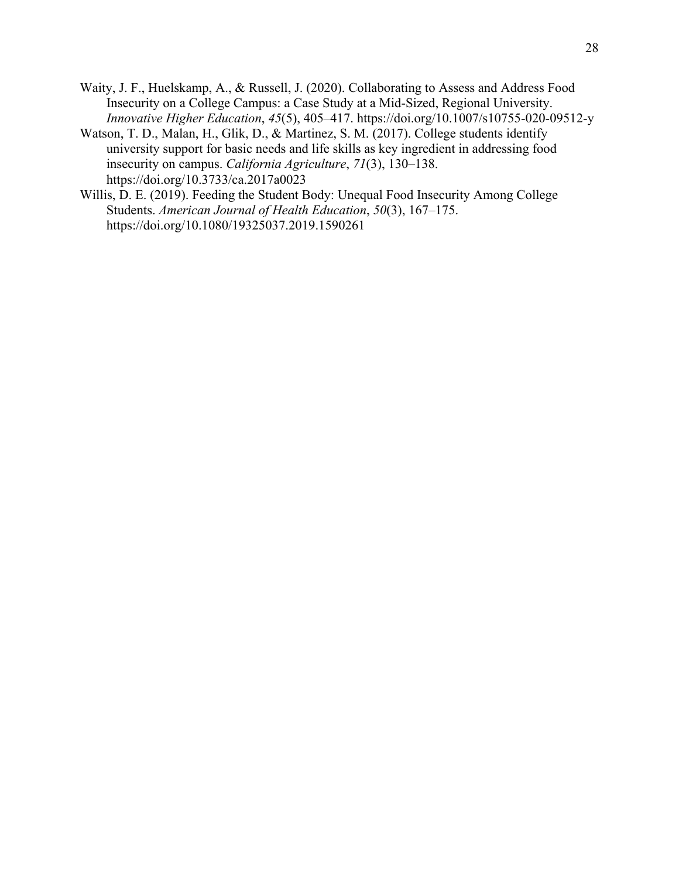Waity, J. F., Huelskamp, A., & Russell, J. (2020). Collaborating to Assess and Address Food Insecurity on a College Campus: a Case Study at a Mid-Sized, Regional University. *Innovative Higher Education*, *45*(5), 405–417. https://doi.org/10.1007/s10755-020-09512-y

Watson, T. D., Malan, H., Glik, D., & Martinez, S. M. (2017). College students identify university support for basic needs and life skills as key ingredient in addressing food insecurity on campus. *California Agriculture*, *71*(3), 130–138. https://doi.org/10.3733/ca.2017a0023

Willis, D. E. (2019). Feeding the Student Body: Unequal Food Insecurity Among College Students. *American Journal of Health Education*, *50*(3), 167–175. https://doi.org/10.1080/19325037.2019.1590261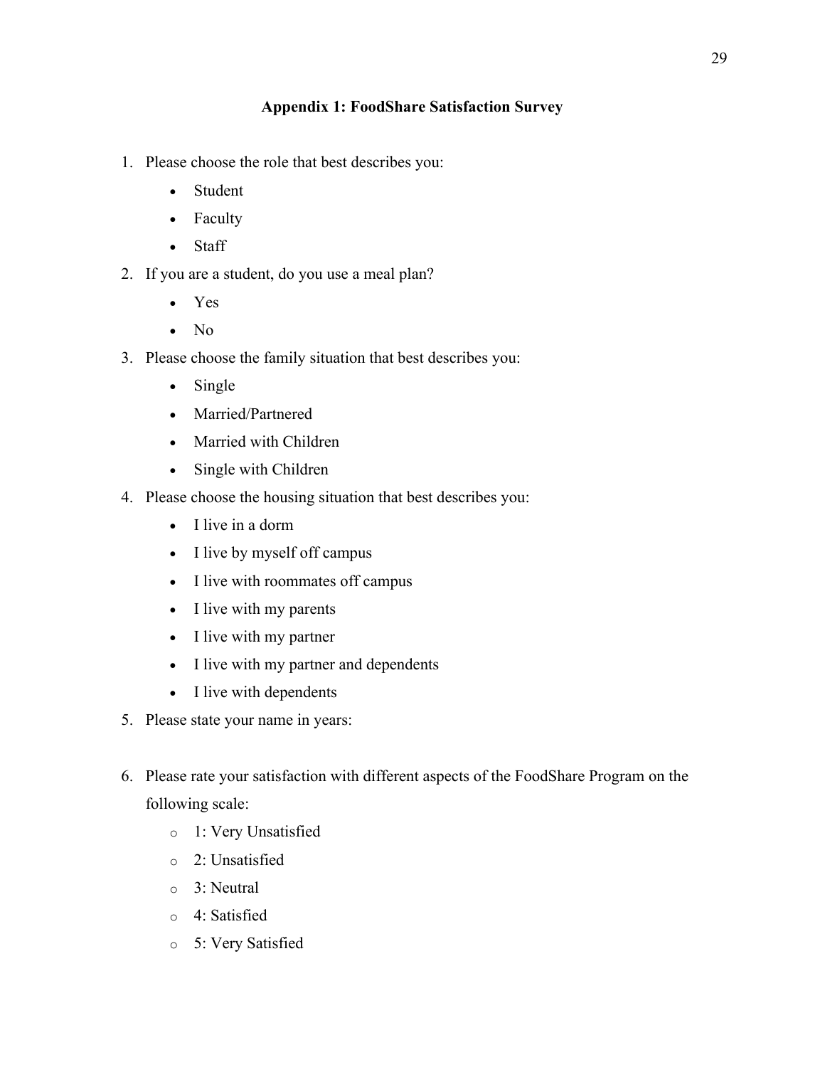## Appendix 1: FoodShare Satisfaction Survey

1. Please choose the role that best describes you:
   - Student
   - Faculty
   - Staff
2. If you are a student, do you use a meal plan?
   - Yes
   - No
3. Please choose the family situation that best describes you:
   - Single
   - Married/Partnered
   - Married with Children
   - Single with Children
4. Please choose the housing situation that best describes you:
   - I live in a dorm
   - I live by myself off campus
   - I live with roommates off campus
   - I live with my parents
   - I live with my partner
   - I live with my partner and dependents
   - I live with dependents
5. Please state your name in years:

6. Please rate your satisfaction with different aspects of the FoodShare Program on the following scale:
   - 1: Very Unsatisfied
   - 2: Unsatisfied
   - 3: Neutral
   - 4: Satisfied
   - 5: Very Satisfied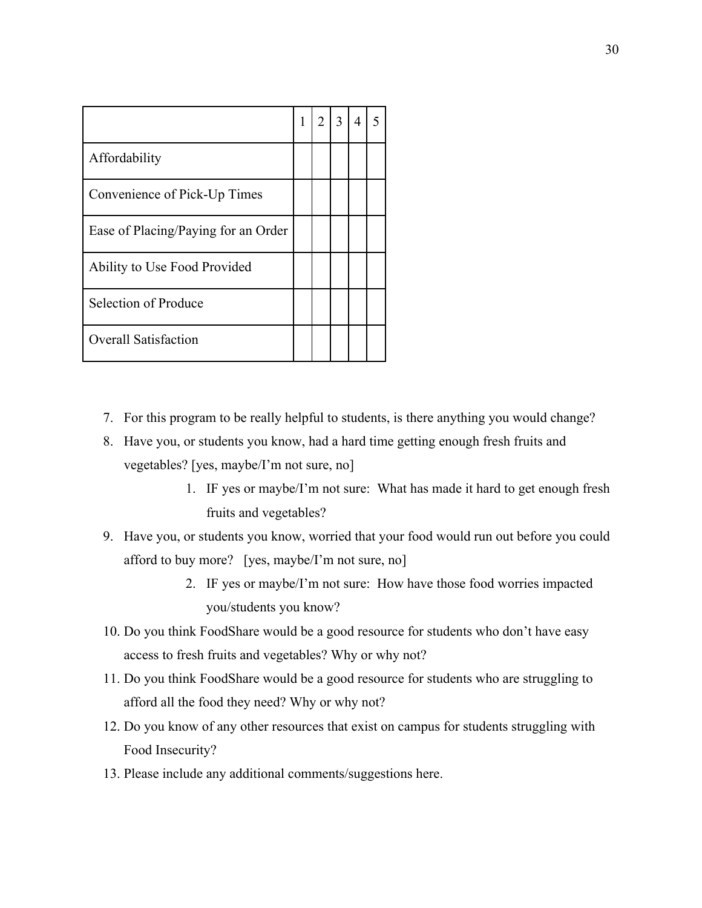| | 1 | 2 | 3 | 4 | 5 |
|---|---|---|---|---|---|
| Affordability | | | | | |
| Convenience of Pick-Up Times | | | | | |
| Ease of Placing/Paying for an Order | | | | | |
| Ability to Use Food Provided | | | | | |
| Selection of Produce | | | | | |
| Overall Satisfaction | | | | | |

7. For this program to be really helpful to students, is there anything you would change?
8. Have you, or students you know, had a hard time getting enough fresh fruits and vegetables? [yes, maybe/I'm not sure, no]
    1. IF yes or maybe/I'm not sure: What has made it hard to get enough fresh fruits and vegetables?
9. Have you, or students you know, worried that your food would run out before you could afford to buy more? [yes, maybe/I'm not sure, no]
    2. IF yes or maybe/I'm not sure: How have those food worries impacted you/students you know?
10. Do you think FoodShare would be a good resource for students who don't have easy access to fresh fruits and vegetables? Why or why not?
11. Do you think FoodShare would be a good resource for students who are struggling to afford all the food they need? Why or why not?
12. Do you know of any other resources that exist on campus for students struggling with Food Insecurity?
13. Please include any additional comments/suggestions here.